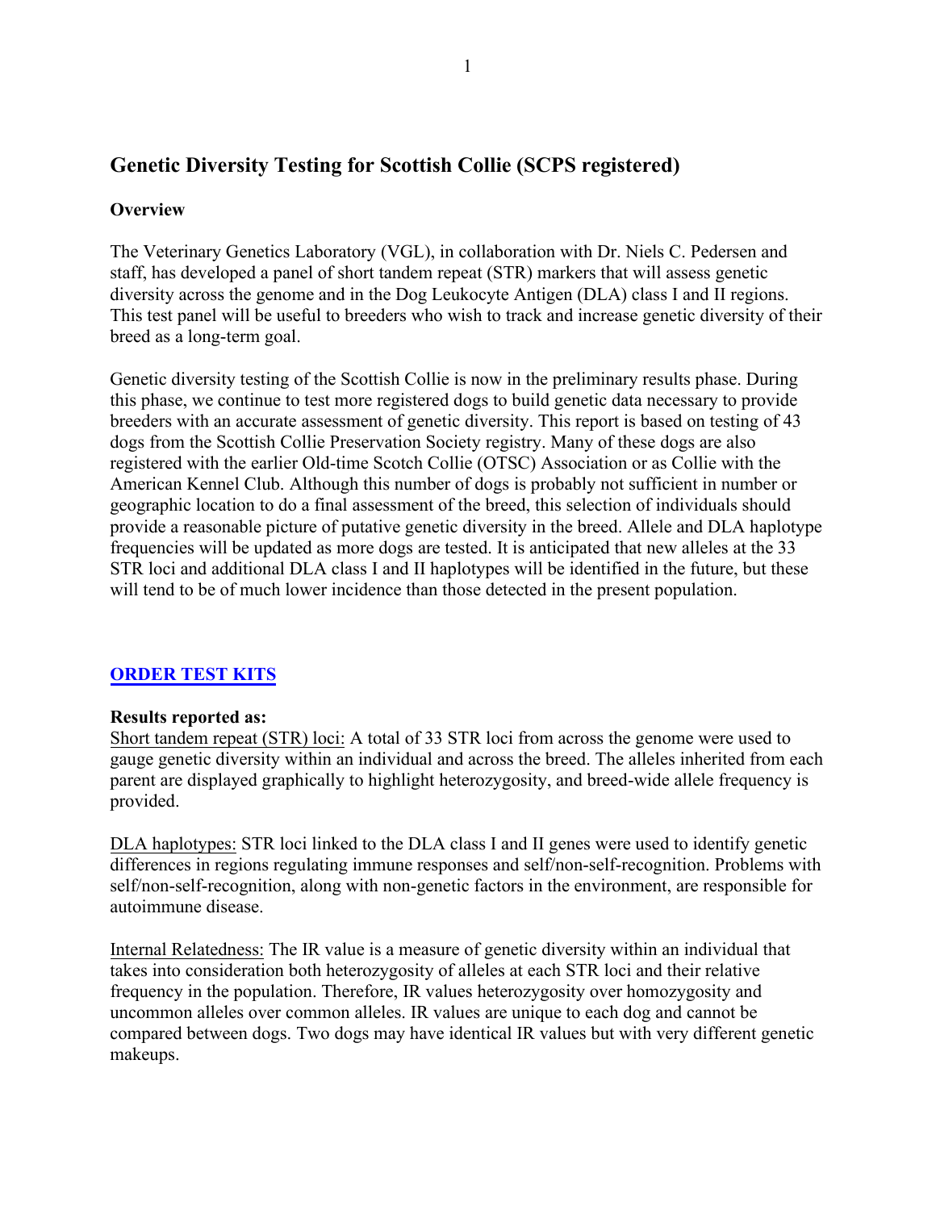# Genetic Diversity Testing for Scottish Collie (SCPS registered)

**Overview**

The Veterinary Genetics Laboratory (VGL), in collaboration with Dr. Niels C. Pedersen and staff, has developed a panel of short tandem repeat (STR) markers that will assess genetic diversity across the genome and in the Dog Leukocyte Antigen (DLA) class I and II regions. This test panel will be useful to breeders who wish to track and increase genetic diversity of their breed as a long-term goal.

Genetic diversity testing of the Scottish Collie is now in the preliminary results phase. During this phase, we continue to test more registered dogs to build genetic data necessary to provide breeders with an accurate assessment of genetic diversity. This report is based on testing of 43 dogs from the Scottish Collie Preservation Society registry. Many of these dogs are also registered with the earlier Old-time Scotch Collie (OTSC) Association or as Collie with the American Kennel Club. Although this number of dogs is probably not sufficient in number or geographic location to do a final assessment of the breed, this selection of individuals should provide a reasonable picture of putative genetic diversity in the breed. Allele and DLA haplotype frequencies will be updated as more dogs are tested. It is anticipated that new alleles at the 33 STR loci and additional DLA class I and II haplotypes will be identified in the future, but these will tend to be of much lower incidence than those detected in the present population.

**ORDER TEST KITS**

**Results reported as:**

Short tandem repeat (STR) loci: A total of 33 STR loci from across the genome were used to gauge genetic diversity within an individual and across the breed. The alleles inherited from each parent are displayed graphically to highlight heterozygosity, and breed-wide allele frequency is provided.

DLA haplotypes: STR loci linked to the DLA class I and II genes were used to identify genetic differences in regions regulating immune responses and self/non-self-recognition. Problems with self/non-self-recognition, along with non-genetic factors in the environment, are responsible for autoimmune disease.

Internal Relatedness: The IR value is a measure of genetic diversity within an individual that takes into consideration both heterozygosity of alleles at each STR loci and their relative frequency in the population. Therefore, IR values heterozygosity over homozygosity and uncommon alleles over common alleles. IR values are unique to each dog and cannot be compared between dogs. Two dogs may have identical IR values but with very different genetic makeups.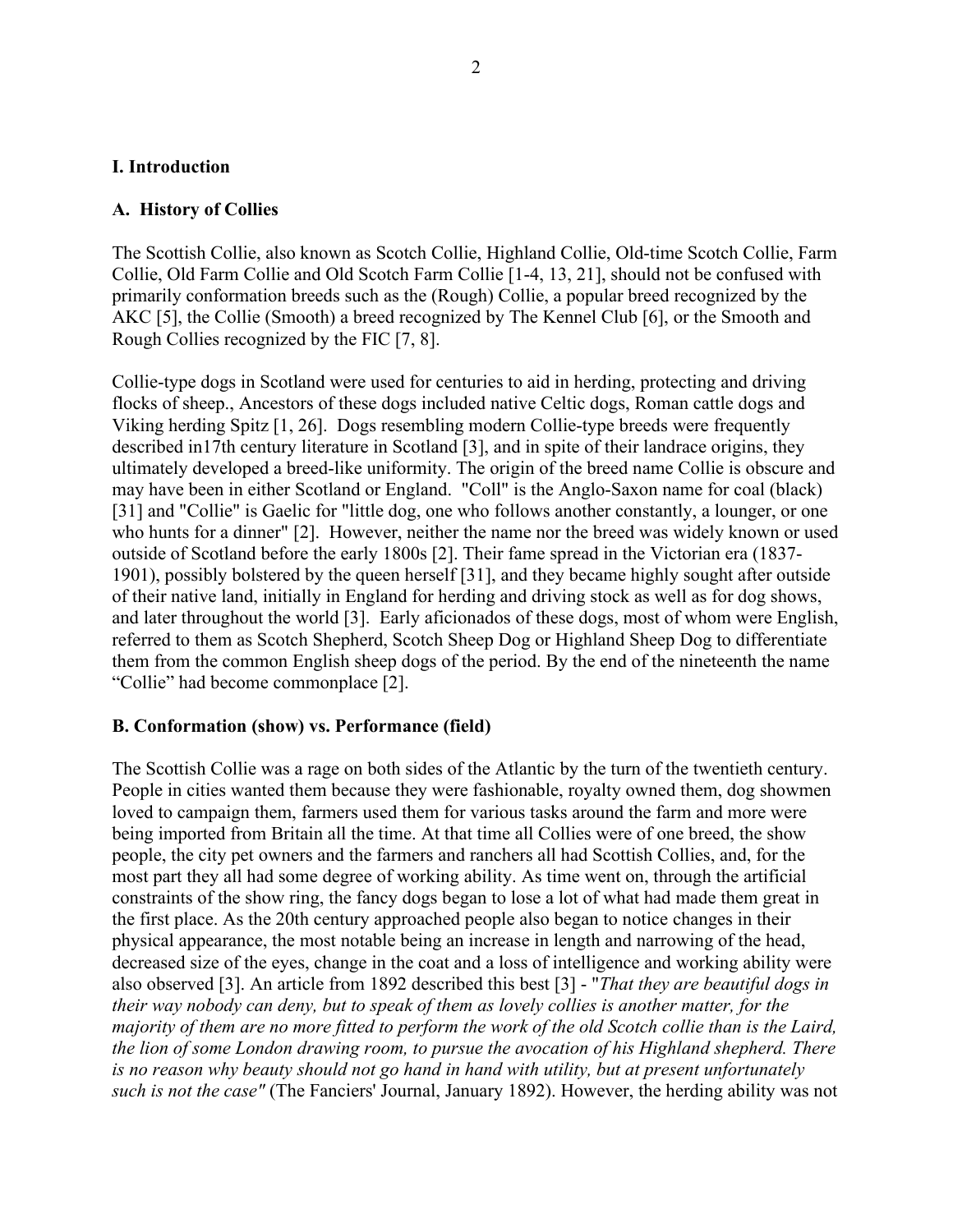## I. Introduction

### A. History of Collies

The Scottish Collie, also known as Scotch Collie, Highland Collie, Old-time Scotch Collie, Farm Collie, Old Farm Collie and Old Scotch Farm Collie [1-4, 13, 21], should not be confused with primarily conformation breeds such as the (Rough) Collie, a popular breed recognized by the AKC [5], the Collie (Smooth) a breed recognized by The Kennel Club [6], or the Smooth and Rough Collies recognized by the FIC [7, 8].

Collie-type dogs in Scotland were used for centuries to aid in herding, protecting and driving flocks of sheep., Ancestors of these dogs included native Celtic dogs, Roman cattle dogs and Viking herding Spitz [1, 26]. Dogs resembling modern Collie-type breeds were frequently described in17th century literature in Scotland [3], and in spite of their landrace origins, they ultimately developed a breed-like uniformity. The origin of the breed name Collie is obscure and may have been in either Scotland or England. "Coll" is the Anglo-Saxon name for coal (black) [31] and "Collie" is Gaelic for "little dog, one who follows another constantly, a lounger, or one who hunts for a dinner" [2]. However, neither the name nor the breed was widely known or used outside of Scotland before the early 1800s [2]. Their fame spread in the Victorian era (1837-1901), possibly bolstered by the queen herself [31], and they became highly sought after outside of their native land, initially in England for herding and driving stock as well as for dog shows, and later throughout the world [3]. Early aficionados of these dogs, most of whom were English, referred to them as Scotch Shepherd, Scotch Sheep Dog or Highland Sheep Dog to differentiate them from the common English sheep dogs of the period. By the end of the nineteenth the name "Collie" had become commonplace [2].

### B. Conformation (show) vs. Performance (field)

The Scottish Collie was a rage on both sides of the Atlantic by the turn of the twentieth century. People in cities wanted them because they were fashionable, royalty owned them, dog showmen loved to campaign them, farmers used them for various tasks around the farm and more were being imported from Britain all the time. At that time all Collies were of one breed, the show people, the city pet owners and the farmers and ranchers all had Scottish Collies, and, for the most part they all had some degree of working ability. As time went on, through the artificial constraints of the show ring, the fancy dogs began to lose a lot of what had made them great in the first place. As the 20th century approached people also began to notice changes in their physical appearance, the most notable being an increase in length and narrowing of the head, decreased size of the eyes, change in the coat and a loss of intelligence and working ability were also observed [3]. An article from 1892 described this best [3] - "*That they are beautiful dogs in their way nobody can deny, but to speak of them as lovely collies is another matter, for the majority of them are no more fitted to perform the work of the old Scotch collie than is the Laird, the lion of some London drawing room, to pursue the avocation of his Highland shepherd. There is no reason why beauty should not go hand in hand with utility, but at present unfortunately such is not the case"* (The Fanciers' Journal, January 1892). However, the herding ability was not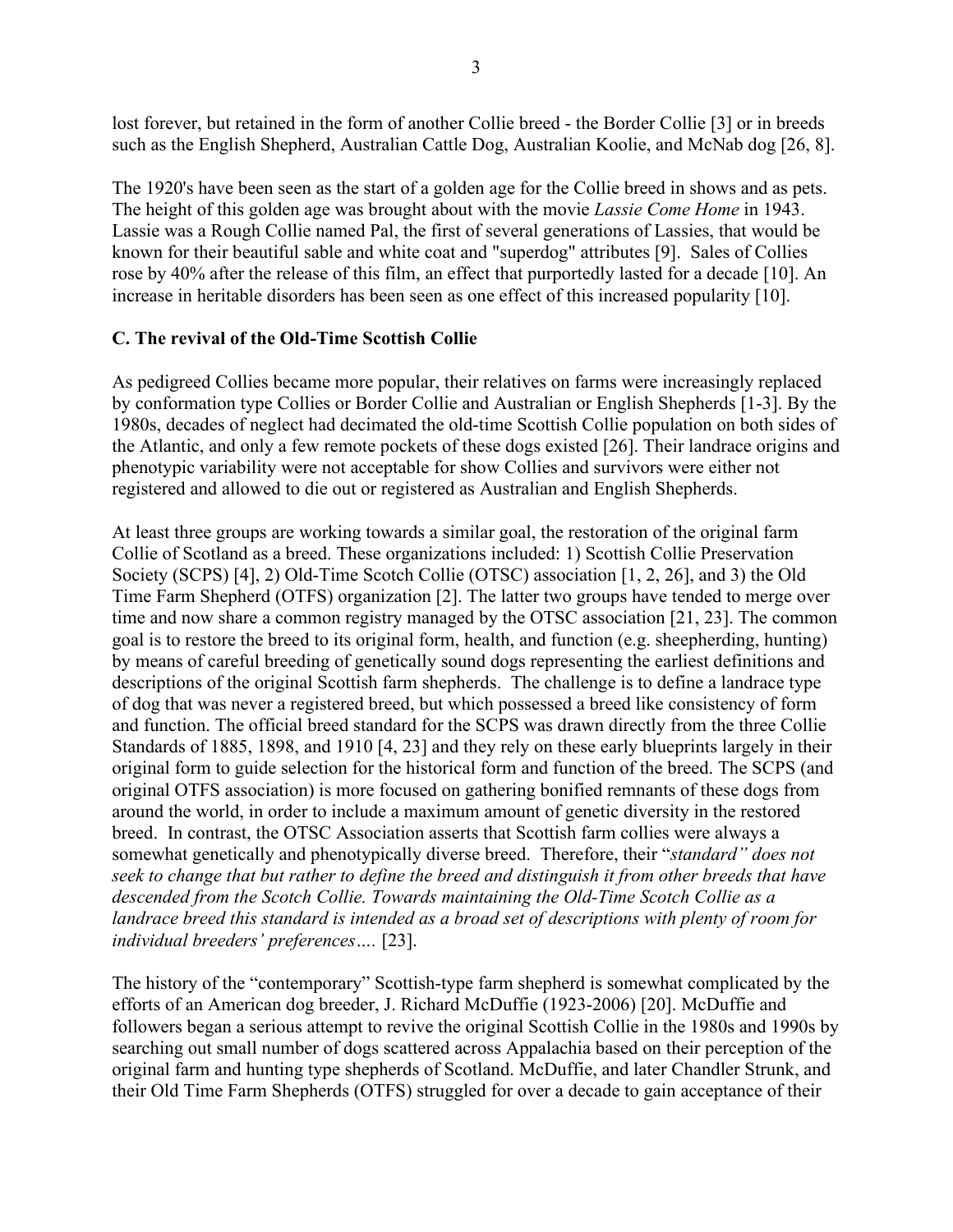lost forever, but retained in the form of another Collie breed - the Border Collie [3] or in breeds such as the English Shepherd, Australian Cattle Dog, Australian Koolie, and McNab dog [26, 8].

The 1920's have been seen as the start of a golden age for the Collie breed in shows and as pets. The height of this golden age was brought about with the movie *Lassie Come Home* in 1943. Lassie was a Rough Collie named Pal, the first of several generations of Lassies, that would be known for their beautiful sable and white coat and "superdog" attributes [9]. Sales of Collies rose by 40% after the release of this film, an effect that purportedly lasted for a decade [10]. An increase in heritable disorders has been seen as one effect of this increased popularity [10].

**C. The revival of the Old-Time Scottish Collie**

As pedigreed Collies became more popular, their relatives on farms were increasingly replaced by conformation type Collies or Border Collie and Australian or English Shepherds [1-3]. By the 1980s, decades of neglect had decimated the old-time Scottish Collie population on both sides of the Atlantic, and only a few remote pockets of these dogs existed [26]. Their landrace origins and phenotypic variability were not acceptable for show Collies and survivors were either not registered and allowed to die out or registered as Australian and English Shepherds.

At least three groups are working towards a similar goal, the restoration of the original farm Collie of Scotland as a breed. These organizations included: 1) Scottish Collie Preservation Society (SCPS) [4], 2) Old-Time Scotch Collie (OTSC) association [1, 2, 26], and 3) the Old Time Farm Shepherd (OTFS) organization [2]. The latter two groups have tended to merge over time and now share a common registry managed by the OTSC association [21, 23]. The common goal is to restore the breed to its original form, health, and function (e.g. sheepherding, hunting) by means of careful breeding of genetically sound dogs representing the earliest definitions and descriptions of the original Scottish farm shepherds. The challenge is to define a landrace type of dog that was never a registered breed, but which possessed a breed like consistency of form and function. The official breed standard for the SCPS was drawn directly from the three Collie Standards of 1885, 1898, and 1910 [4, 23] and they rely on these early blueprints largely in their original form to guide selection for the historical form and function of the breed. The SCPS (and original OTFS association) is more focused on gathering bonified remnants of these dogs from around the world, in order to include a maximum amount of genetic diversity in the restored breed. In contrast, the OTSC Association asserts that Scottish farm collies were always a somewhat genetically and phenotypically diverse breed. Therefore, their "*standard" does not seek to change that but rather to define the breed and distinguish it from other breeds that have descended from the Scotch Collie. Towards maintaining the Old-Time Scotch Collie as a landrace breed this standard is intended as a broad set of descriptions with plenty of room for individual breeders' preferences….* [23].

The history of the "contemporary" Scottish-type farm shepherd is somewhat complicated by the efforts of an American dog breeder, J. Richard McDuffie (1923-2006) [20]. McDuffie and followers began a serious attempt to revive the original Scottish Collie in the 1980s and 1990s by searching out small number of dogs scattered across Appalachia based on their perception of the original farm and hunting type shepherds of Scotland. McDuffie, and later Chandler Strunk, and their Old Time Farm Shepherds (OTFS) struggled for over a decade to gain acceptance of their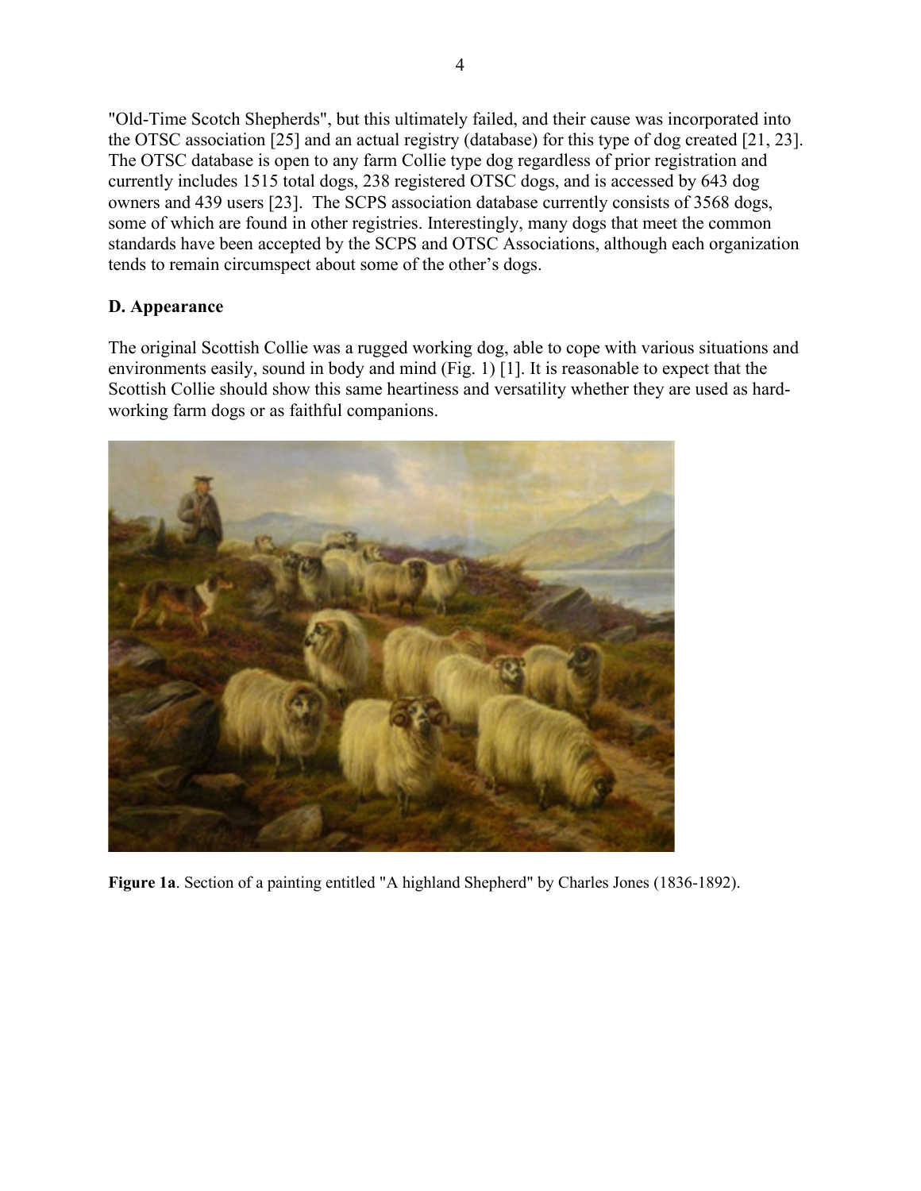"Old-Time Scotch Shepherds", but this ultimately failed, and their cause was incorporated into the OTSC association [25] and an actual registry (database) for this type of dog created [21, 23]. The OTSC database is open to any farm Collie type dog regardless of prior registration and currently includes 1515 total dogs, 238 registered OTSC dogs, and is accessed by 643 dog owners and 439 users [23]. The SCPS association database currently consists of 3568 dogs, some of which are found in other registries. Interestingly, many dogs that meet the common standards have been accepted by the SCPS and OTSC Associations, although each organization tends to remain circumspect about some of the other's dogs.

**D. Appearance**

The original Scottish Collie was a rugged working dog, able to cope with various situations and environments easily, sound in body and mind (Fig. 1) [1]. It is reasonable to expect that the Scottish Collie should show this same heartiness and versatility whether they are used as hard-working farm dogs or as faithful companions.

**Figure 1a**. Section of a painting entitled "A highland Shepherd" by Charles Jones (1836-1892).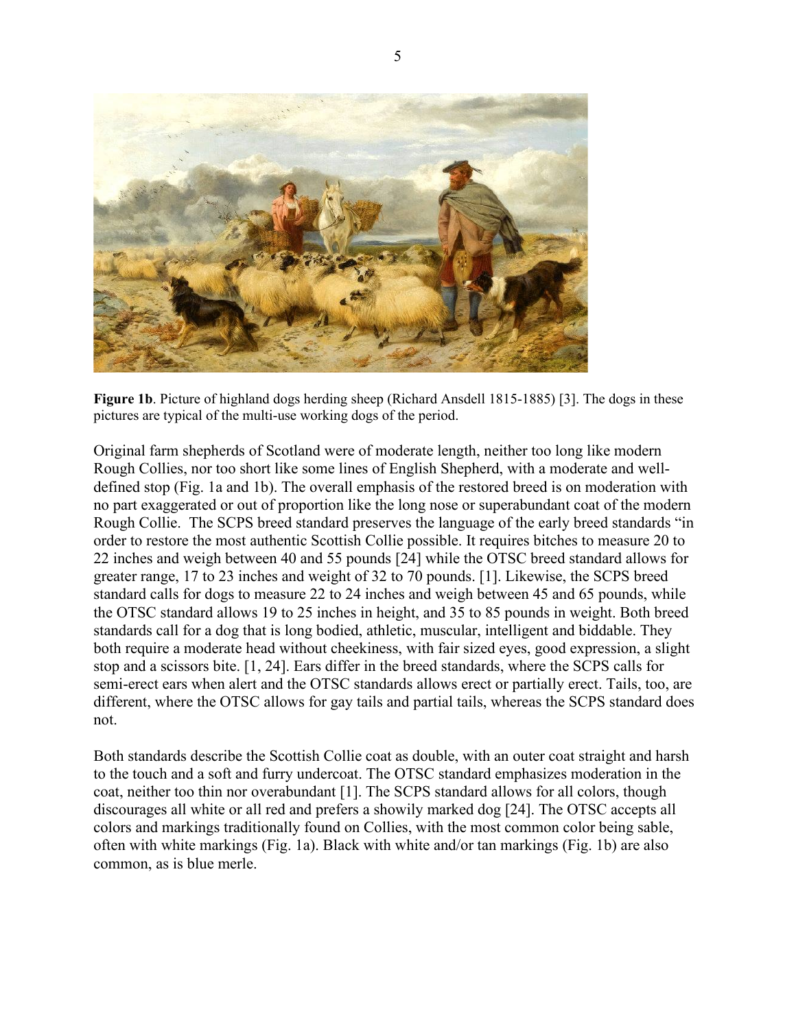**Figure 1b**. Picture of highland dogs herding sheep (Richard Ansdell 1815-1885) [3]. The dogs in these pictures are typical of the multi-use working dogs of the period.

Original farm shepherds of Scotland were of moderate length, neither too long like modern Rough Collies, nor too short like some lines of English Shepherd, with a moderate and well-defined stop (Fig. 1a and 1b). The overall emphasis of the restored breed is on moderation with no part exaggerated or out of proportion like the long nose or superabundant coat of the modern Rough Collie. The SCPS breed standard preserves the language of the early breed standards "in order to restore the most authentic Scottish Collie possible. It requires bitches to measure 20 to 22 inches and weigh between 40 and 55 pounds [24] while the OTSC breed standard allows for greater range, 17 to 23 inches and weight of 32 to 70 pounds. [1]. Likewise, the SCPS breed standard calls for dogs to measure 22 to 24 inches and weigh between 45 and 65 pounds, while the OTSC standard allows 19 to 25 inches in height, and 35 to 85 pounds in weight. Both breed standards call for a dog that is long bodied, athletic, muscular, intelligent and biddable. They both require a moderate head without cheekiness, with fair sized eyes, good expression, a slight stop and a scissors bite. [1, 24]. Ears differ in the breed standards, where the SCPS calls for semi-erect ears when alert and the OTSC standards allows erect or partially erect. Tails, too, are different, where the OTSC allows for gay tails and partial tails, whereas the SCPS standard does not.

Both standards describe the Scottish Collie coat as double, with an outer coat straight and harsh to the touch and a soft and furry undercoat. The OTSC standard emphasizes moderation in the coat, neither too thin nor overabundant [1]. The SCPS standard allows for all colors, though discourages all white or all red and prefers a showily marked dog [24]. The OTSC accepts all colors and markings traditionally found on Collies, with the most common color being sable, often with white markings (Fig. 1a). Black with white and/or tan markings (Fig. 1b) are also common, as is blue merle.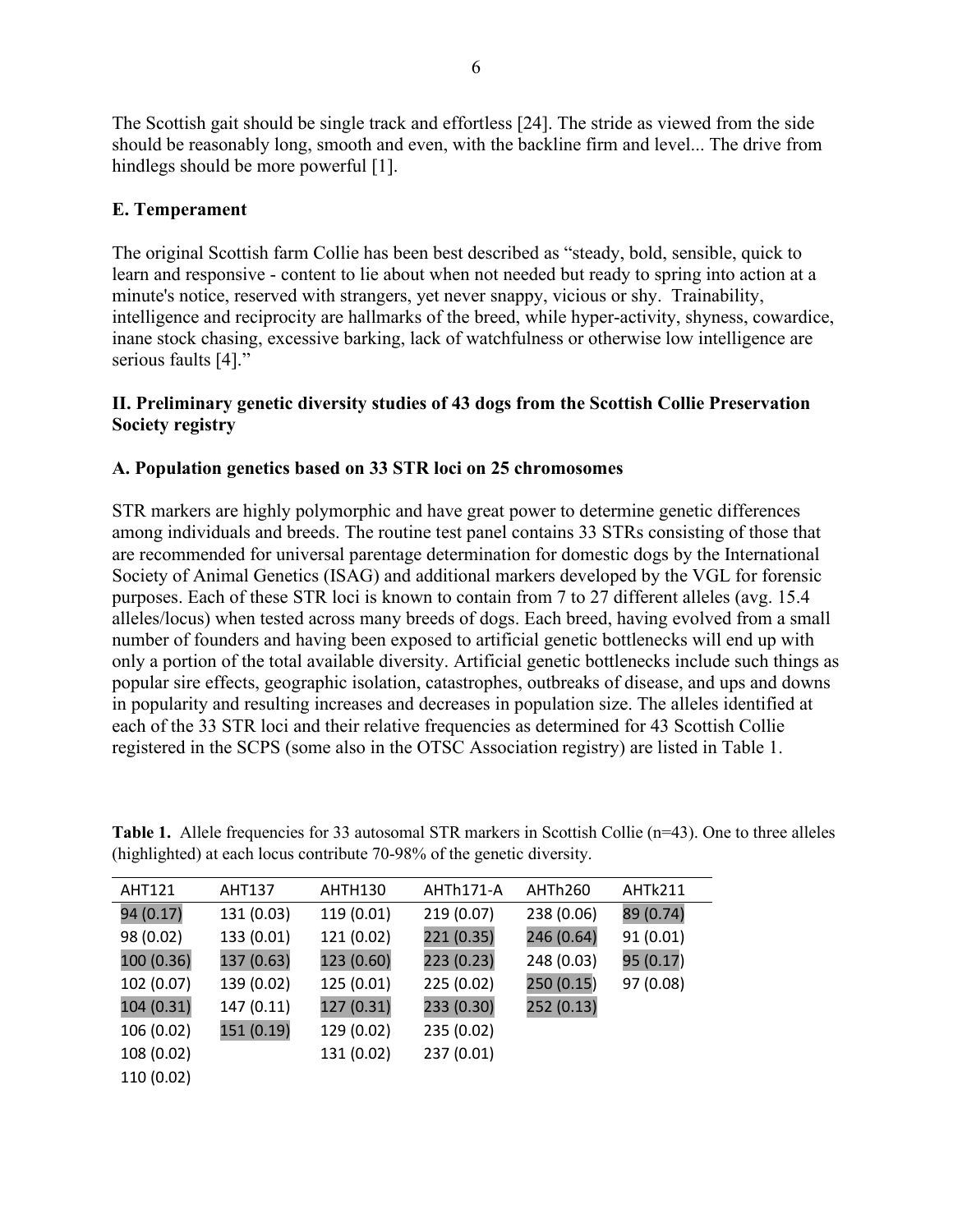The Scottish gait should be single track and effortless [24]. The stride as viewed from the side should be reasonably long, smooth and even, with the backline firm and level... The drive from hindlegs should be more powerful [1].

### E. Temperament

The original Scottish farm Collie has been best described as "steady, bold, sensible, quick to learn and responsive - content to lie about when not needed but ready to spring into action at a minute's notice, reserved with strangers, yet never snappy, vicious or shy. Trainability, intelligence and reciprocity are hallmarks of the breed, while hyper-activity, shyness, cowardice, inane stock chasing, excessive barking, lack of watchfulness or otherwise low intelligence are serious faults [4]."

## II. Preliminary genetic diversity studies of 43 dogs from the Scottish Collie Preservation Society registry

### A. Population genetics based on 33 STR loci on 25 chromosomes

STR markers are highly polymorphic and have great power to determine genetic differences among individuals and breeds. The routine test panel contains 33 STRs consisting of those that are recommended for universal parentage determination for domestic dogs by the International Society of Animal Genetics (ISAG) and additional markers developed by the VGL for forensic purposes. Each of these STR loci is known to contain from 7 to 27 different alleles (avg. 15.4 alleles/locus) when tested across many breeds of dogs. Each breed, having evolved from a small number of founders and having been exposed to artificial genetic bottlenecks will end up with only a portion of the total available diversity. Artificial genetic bottlenecks include such things as popular sire effects, geographic isolation, catastrophes, outbreaks of disease, and ups and downs in popularity and resulting increases and decreases in population size. The alleles identified at each of the 33 STR loci and their relative frequencies as determined for 43 Scottish Collie registered in the SCPS (some also in the OTSC Association registry) are listed in Table 1.

**Table 1.** Allele frequencies for 33 autosomal STR markers in Scottish Collie (n=43). One to three alleles (highlighted) at each locus contribute 70-98% of the genetic diversity.

| AHT121 | AHT137 | AHTH130 | AHTh171-A | AHTh260 | AHTk211 |
|---|---|---|---|---|---|
| 94 (0.17) | 131 (0.03) | 119 (0.01) | 219 (0.07) | 238 (0.06) | 89 (0.74) |
| 98 (0.02) | 133 (0.01) | 121 (0.02) | 221 (0.35) | 246 (0.64) | 91 (0.01) |
| 100 (0.36) | 137 (0.63) | 123 (0.60) | 223 (0.23) | 248 (0.03) | 95 (0.17) |
| 102 (0.07) | 139 (0.02) | 125 (0.01) | 225 (0.02) | 250 (0.15) | 97 (0.08) |
| 104 (0.31) | 147 (0.11) | 127 (0.31) | 233 (0.30) | 252 (0.13) | |
| 106 (0.02) | 151 (0.19) | 129 (0.02) | 235 (0.02) | | |
| 108 (0.02) | | 131 (0.02) | 237 (0.01) | | |
| 110 (0.02) | | | | | |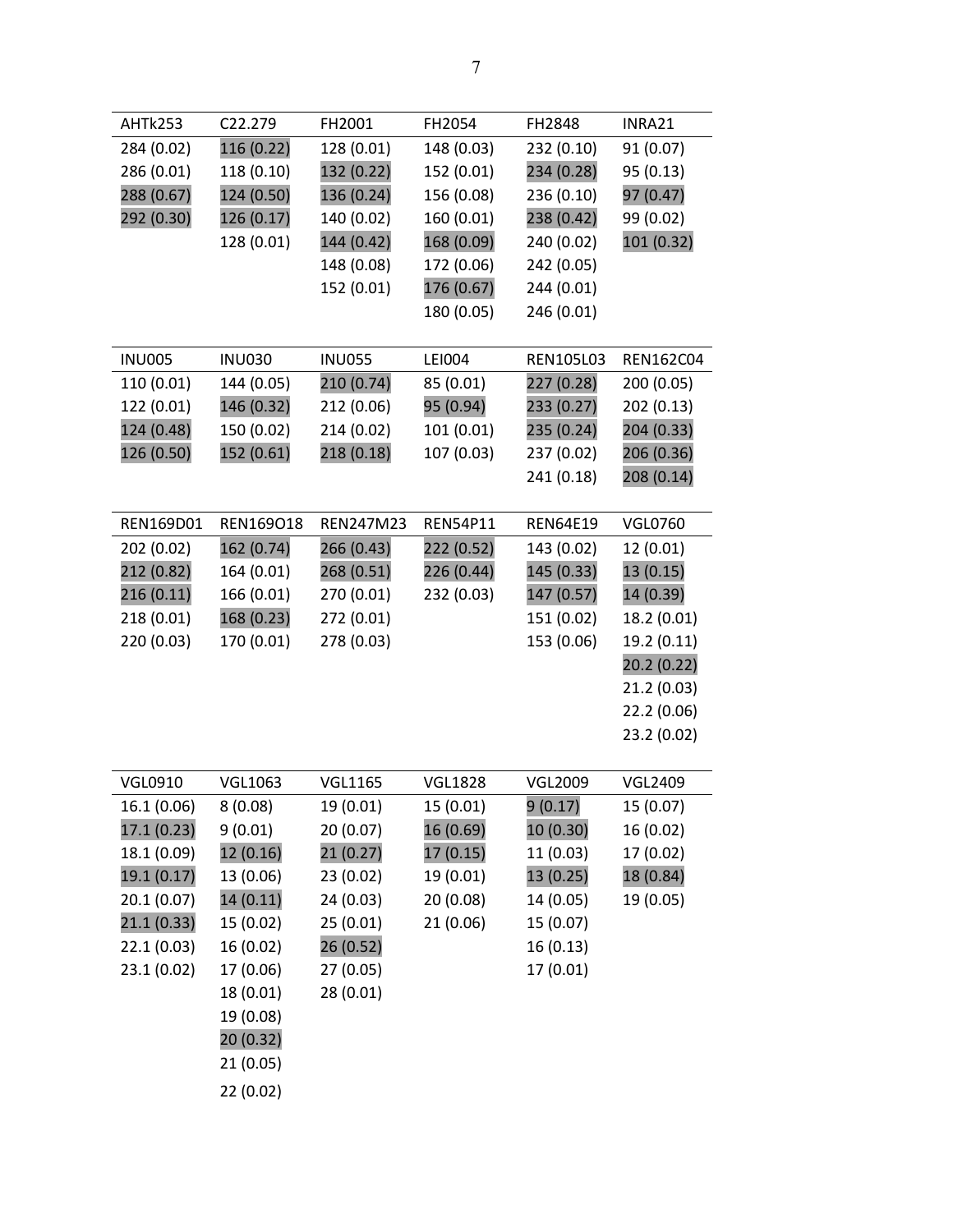| AHTk253 | C22.279 | FH2001 | FH2054 | FH2848 | INRA21 |
|---|---|---|---|---|---|
| 284 (0.02) | 116 (0.22) | 128 (0.01) | 148 (0.03) | 232 (0.10) | 91 (0.07) |
| 286 (0.01) | 118 (0.10) | 132 (0.22) | 152 (0.01) | 234 (0.28) | 95 (0.13) |
| 288 (0.67) | 124 (0.50) | 136 (0.24) | 156 (0.08) | 236 (0.10) | 97 (0.47) |
| 292 (0.30) | 126 (0.17) | 140 (0.02) | 160 (0.01) | 238 (0.42) | 99 (0.02) |
| | 128 (0.01) | 144 (0.42) | 168 (0.09) | 240 (0.02) | 101 (0.32) |
| | | 148 (0.08) | 172 (0.06) | 242 (0.05) | |
| | | 152 (0.01) | 176 (0.67) | 244 (0.01) | |
| | | | 180 (0.05) | 246 (0.01) | |

| INU005 | INU030 | INU055 | LEI004 | REN105L03 | REN162C04 |
|---|---|---|---|---|---|
| 110 (0.01) | 144 (0.05) | 210 (0.74) | 85 (0.01) | 227 (0.28) | 200 (0.05) |
| 122 (0.01) | 146 (0.32) | 212 (0.06) | 95 (0.94) | 233 (0.27) | 202 (0.13) |
| 124 (0.48) | 150 (0.02) | 214 (0.02) | 101 (0.01) | 235 (0.24) | 204 (0.33) |
| 126 (0.50) | 152 (0.61) | 218 (0.18) | 107 (0.03) | 237 (0.02) | 206 (0.36) |
| | | | | 241 (0.18) | 208 (0.14) |

| REN169D01 | REN169O18 | REN247M23 | REN54P11 | REN64E19 | VGL0760 |
|---|---|---|---|---|---|
| 202 (0.02) | 162 (0.74) | 266 (0.43) | 222 (0.52) | 143 (0.02) | 12 (0.01) |
| 212 (0.82) | 164 (0.01) | 268 (0.51) | 226 (0.44) | 145 (0.33) | 13 (0.15) |
| 216 (0.11) | 166 (0.01) | 270 (0.01) | 232 (0.03) | 147 (0.57) | 14 (0.39) |
| 218 (0.01) | 168 (0.23) | 272 (0.01) | | 151 (0.02) | 18.2 (0.01) |
| 220 (0.03) | 170 (0.01) | 278 (0.03) | | 153 (0.06) | 19.2 (0.11) |
| | | | | | 20.2 (0.22) |
| | | | | | 21.2 (0.03) |
| | | | | | 22.2 (0.06) |
| | | | | | 23.2 (0.02) |

| VGL0910 | VGL1063 | VGL1165 | VGL1828 | VGL2009 | VGL2409 |
|---|---|---|---|---|---|
| 16.1 (0.06) | 8 (0.08) | 19 (0.01) | 15 (0.01) | 9 (0.17) | 15 (0.07) |
| 17.1 (0.23) | 9 (0.01) | 20 (0.07) | 16 (0.69) | 10 (0.30) | 16 (0.02) |
| 18.1 (0.09) | 12 (0.16) | 21 (0.27) | 17 (0.15) | 11 (0.03) | 17 (0.02) |
| 19.1 (0.17) | 13 (0.06) | 23 (0.02) | 19 (0.01) | 13 (0.25) | 18 (0.84) |
| 20.1 (0.07) | 14 (0.11) | 24 (0.03) | 20 (0.08) | 14 (0.05) | 19 (0.05) |
| 21.1 (0.33) | 15 (0.02) | 25 (0.01) | 21 (0.06) | 15 (0.07) | |
| 22.1 (0.03) | 16 (0.02) | 26 (0.52) | | 16 (0.13) | |
| 23.1 (0.02) | 17 (0.06) | 27 (0.05) | | 17 (0.01) | |
| | 18 (0.01) | 28 (0.01) | | | |
| | 19 (0.08) | | | | |
| | 20 (0.32) | | | | |
| | 21 (0.05) | | | | |
| | 22 (0.02) | | | | |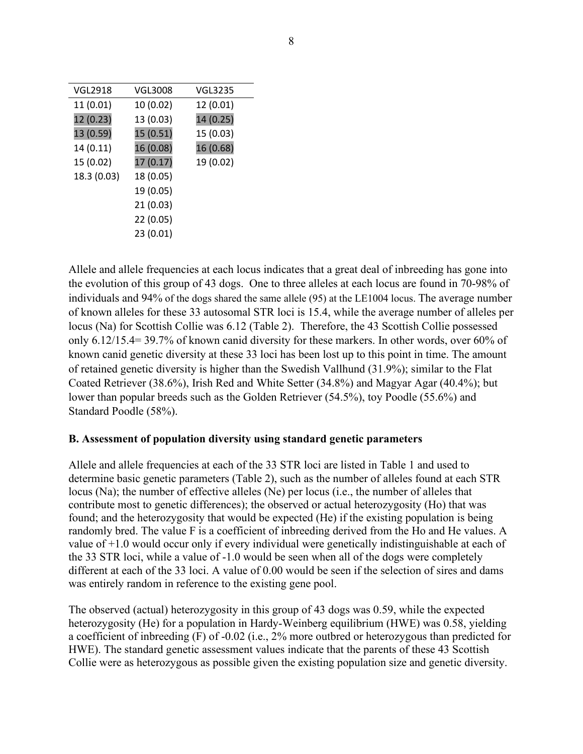| VGL2918 | VGL3008 | VGL3235 |
|---|---|---|
| 11 (0.01) | 10 (0.02) | 12 (0.01) |
| 12 (0.23) | 13 (0.03) | 14 (0.25) |
| 13 (0.59) | 15 (0.51) | 15 (0.03) |
| 14 (0.11) | 16 (0.08) | 16 (0.68) |
| 15 (0.02) | 17 (0.17) | 19 (0.02) |
| 18.3 (0.03) | 18 (0.05) | |
| | 19 (0.05) | |
| | 21 (0.03) | |
| | 22 (0.05) | |
| | 23 (0.01) | |

Allele and allele frequencies at each locus indicates that a great deal of inbreeding has gone into the evolution of this group of 43 dogs. One to three alleles at each locus are found in 70-98% of individuals and 94% of the dogs shared the same allele (95) at the LE1004 locus. The average number of known alleles for these 33 autosomal STR loci is 15.4, while the average number of alleles per locus (Na) for Scottish Collie was 6.12 (Table 2). Therefore, the 43 Scottish Collie possessed only 6.12/15.4= 39.7% of known canid diversity for these markers. In other words, over 60% of known canid genetic diversity at these 33 loci has been lost up to this point in time. The amount of retained genetic diversity is higher than the Swedish Vallhund (31.9%); similar to the Flat Coated Retriever (38.6%), Irish Red and White Setter (34.8%) and Magyar Agar (40.4%); but lower than popular breeds such as the Golden Retriever (54.5%), toy Poodle (55.6%) and Standard Poodle (58%).

**B. Assessment of population diversity using standard genetic parameters**

Allele and allele frequencies at each of the 33 STR loci are listed in Table 1 and used to determine basic genetic parameters (Table 2), such as the number of alleles found at each STR locus (Na); the number of effective alleles (Ne) per locus (i.e., the number of alleles that contribute most to genetic differences); the observed or actual heterozygosity (Ho) that was found; and the heterozygosity that would be expected (He) if the existing population is being randomly bred. The value F is a coefficient of inbreeding derived from the Ho and He values. A value of +1.0 would occur only if every individual were genetically indistinguishable at each of the 33 STR loci, while a value of -1.0 would be seen when all of the dogs were completely different at each of the 33 loci. A value of 0.00 would be seen if the selection of sires and dams was entirely random in reference to the existing gene pool.

The observed (actual) heterozygosity in this group of 43 dogs was 0.59, while the expected heterozygosity (He) for a population in Hardy-Weinberg equilibrium (HWE) was 0.58, yielding a coefficient of inbreeding (F) of -0.02 (i.e., 2% more outbred or heterozygous than predicted for HWE). The standard genetic assessment values indicate that the parents of these 43 Scottish Collie were as heterozygous as possible given the existing population size and genetic diversity.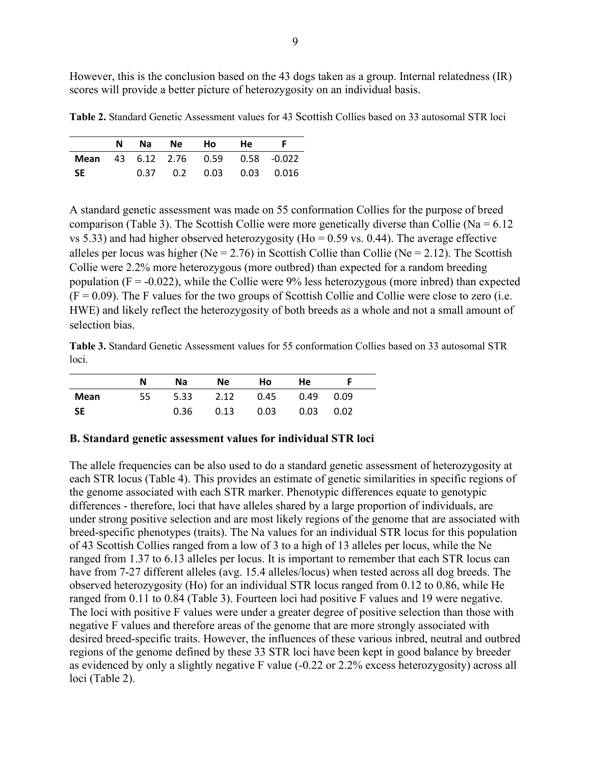However, this is the conclusion based on the 43 dogs taken as a group. Internal relatedness (IR) scores will provide a better picture of heterozygosity on an individual basis.

**Table 2.** Standard Genetic Assessment values for 43 Scottish Collies based on 33 autosomal STR loci

| | N | Na | Ne | Ho | He | F |
|---|---|---|---|---|---|---|
| **Mean** | 43 | 6.12 | 2.76 | 0.59 | 0.58 | -0.022 |
| **SE** | | 0.37 | 0.2 | 0.03 | 0.03 | 0.016 |

A standard genetic assessment was made on 55 conformation Collies for the purpose of breed comparison (Table 3). The Scottish Collie were more genetically diverse than Collie (Na = 6.12 vs 5.33) and had higher observed heterozygosity (Ho = 0.59 vs. 0.44). The average effective alleles per locus was higher (Ne = 2.76) in Scottish Collie than Collie (Ne = 2.12). The Scottish Collie were 2.2% more heterozygous (more outbred) than expected for a random breeding population (F = -0.022), while the Collie were 9% less heterozygous (more inbred) than expected (F = 0.09). The F values for the two groups of Scottish Collie and Collie were close to zero (i.e. HWE) and likely reflect the heterozygosity of both breeds as a whole and not a small amount of selection bias.

**Table 3.** Standard Genetic Assessment values for 55 conformation Collies based on 33 autosomal STR loci.

| | N | Na | Ne | Ho | He | F |
|---|---|---|---|---|---|---|
| **Mean** | 55 | 5.33 | 2.12 | 0.45 | 0.49 | 0.09 |
| **SE** | | 0.36 | 0.13 | 0.03 | 0.03 | 0.02 |

### B. Standard genetic assessment values for individual STR loci

The allele frequencies can be also used to do a standard genetic assessment of heterozygosity at each STR locus (Table 4). This provides an estimate of genetic similarities in specific regions of the genome associated with each STR marker. Phenotypic differences equate to genotypic differences - therefore, loci that have alleles shared by a large proportion of individuals, are under strong positive selection and are most likely regions of the genome that are associated with breed-specific phenotypes (traits). The Na values for an individual STR locus for this population of 43 Scottish Collies ranged from a low of 3 to a high of 13 alleles per locus, while the Ne ranged from 1.37 to 6.13 alleles per locus. It is important to remember that each STR locus can have from 7-27 different alleles (avg. 15.4 alleles/locus) when tested across all dog breeds. The observed heterozygosity (Ho) for an individual STR locus ranged from 0.12 to 0.86, while He ranged from 0.11 to 0.84 (Table 3). Fourteen loci had positive F values and 19 were negative. The loci with positive F values were under a greater degree of positive selection than those with negative F values and therefore areas of the genome that are more strongly associated with desired breed-specific traits. However, the influences of these various inbred, neutral and outbred regions of the genome defined by these 33 STR loci have been kept in good balance by breeder as evidenced by only a slightly negative F value (-0.22 or 2.2% excess heterozygosity) across all loci (Table 2).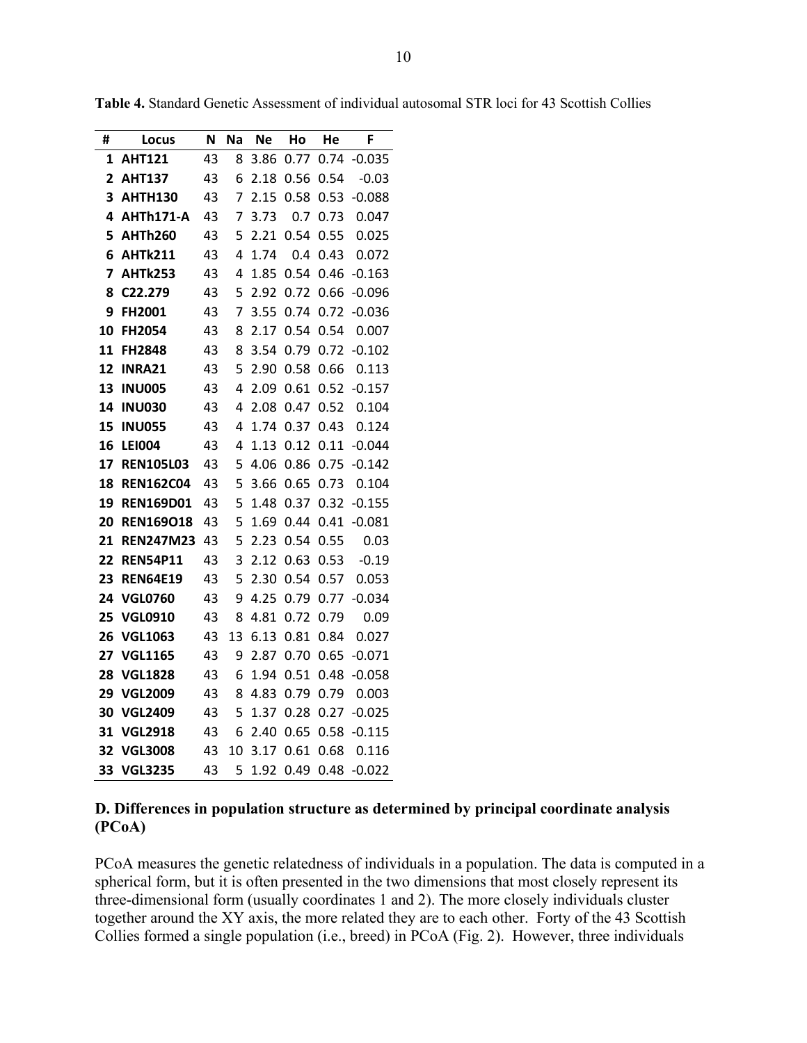**Table 4.** Standard Genetic Assessment of individual autosomal STR loci for 43 Scottish Collies

| # | Locus | N | Na | Ne | Ho | He | F |
|---|---|---|---|---|---|---|---|
| 1 | AHT121 | 43 | 8 | 3.86 | 0.77 | 0.74 | -0.035 |
| 2 | AHT137 | 43 | 6 | 2.18 | 0.56 | 0.54 | -0.03 |
| 3 | AHTH130 | 43 | 7 | 2.15 | 0.58 | 0.53 | -0.088 |
| 4 | AHTh171-A | 43 | 7 | 3.73 | 0.7 | 0.73 | 0.047 |
| 5 | AHTh260 | 43 | 5 | 2.21 | 0.54 | 0.55 | 0.025 |
| 6 | AHTk211 | 43 | 4 | 1.74 | 0.4 | 0.43 | 0.072 |
| 7 | AHTk253 | 43 | 4 | 1.85 | 0.54 | 0.46 | -0.163 |
| 8 | C22.279 | 43 | 5 | 2.92 | 0.72 | 0.66 | -0.096 |
| 9 | FH2001 | 43 | 7 | 3.55 | 0.74 | 0.72 | -0.036 |
| 10 | FH2054 | 43 | 8 | 2.17 | 0.54 | 0.54 | 0.007 |
| 11 | FH2848 | 43 | 8 | 3.54 | 0.79 | 0.72 | -0.102 |
| 12 | INRA21 | 43 | 5 | 2.90 | 0.58 | 0.66 | 0.113 |
| 13 | INU005 | 43 | 4 | 2.09 | 0.61 | 0.52 | -0.157 |
| 14 | INU030 | 43 | 4 | 2.08 | 0.47 | 0.52 | 0.104 |
| 15 | INU055 | 43 | 4 | 1.74 | 0.37 | 0.43 | 0.124 |
| 16 | LEI004 | 43 | 4 | 1.13 | 0.12 | 0.11 | -0.044 |
| 17 | REN105L03 | 43 | 5 | 4.06 | 0.86 | 0.75 | -0.142 |
| 18 | REN162C04 | 43 | 5 | 3.66 | 0.65 | 0.73 | 0.104 |
| 19 | REN169D01 | 43 | 5 | 1.48 | 0.37 | 0.32 | -0.155 |
| 20 | REN169O18 | 43 | 5 | 1.69 | 0.44 | 0.41 | -0.081 |
| 21 | REN247M23 | 43 | 5 | 2.23 | 0.54 | 0.55 | 0.03 |
| 22 | REN54P11 | 43 | 3 | 2.12 | 0.63 | 0.53 | -0.19 |
| 23 | REN64E19 | 43 | 5 | 2.30 | 0.54 | 0.57 | 0.053 |
| 24 | VGL0760 | 43 | 9 | 4.25 | 0.79 | 0.77 | -0.034 |
| 25 | VGL0910 | 43 | 8 | 4.81 | 0.72 | 0.79 | 0.09 |
| 26 | VGL1063 | 43 | 13 | 6.13 | 0.81 | 0.84 | 0.027 |
| 27 | VGL1165 | 43 | 9 | 2.87 | 0.70 | 0.65 | -0.071 |
| 28 | VGL1828 | 43 | 6 | 1.94 | 0.51 | 0.48 | -0.058 |
| 29 | VGL2009 | 43 | 8 | 4.83 | 0.79 | 0.79 | 0.003 |
| 30 | VGL2409 | 43 | 5 | 1.37 | 0.28 | 0.27 | -0.025 |
| 31 | VGL2918 | 43 | 6 | 2.40 | 0.65 | 0.58 | -0.115 |
| 32 | VGL3008 | 43 | 10 | 3.17 | 0.61 | 0.68 | 0.116 |
| 33 | VGL3235 | 43 | 5 | 1.92 | 0.49 | 0.48 | -0.022 |

### D. Differences in population structure as determined by principal coordinate analysis (PCoA)

PCoA measures the genetic relatedness of individuals in a population. The data is computed in a spherical form, but it is often presented in the two dimensions that most closely represent its three-dimensional form (usually coordinates 1 and 2). The more closely individuals cluster together around the XY axis, the more related they are to each other. Forty of the 43 Scottish Collies formed a single population (i.e., breed) in PCoA (Fig. 2). However, three individuals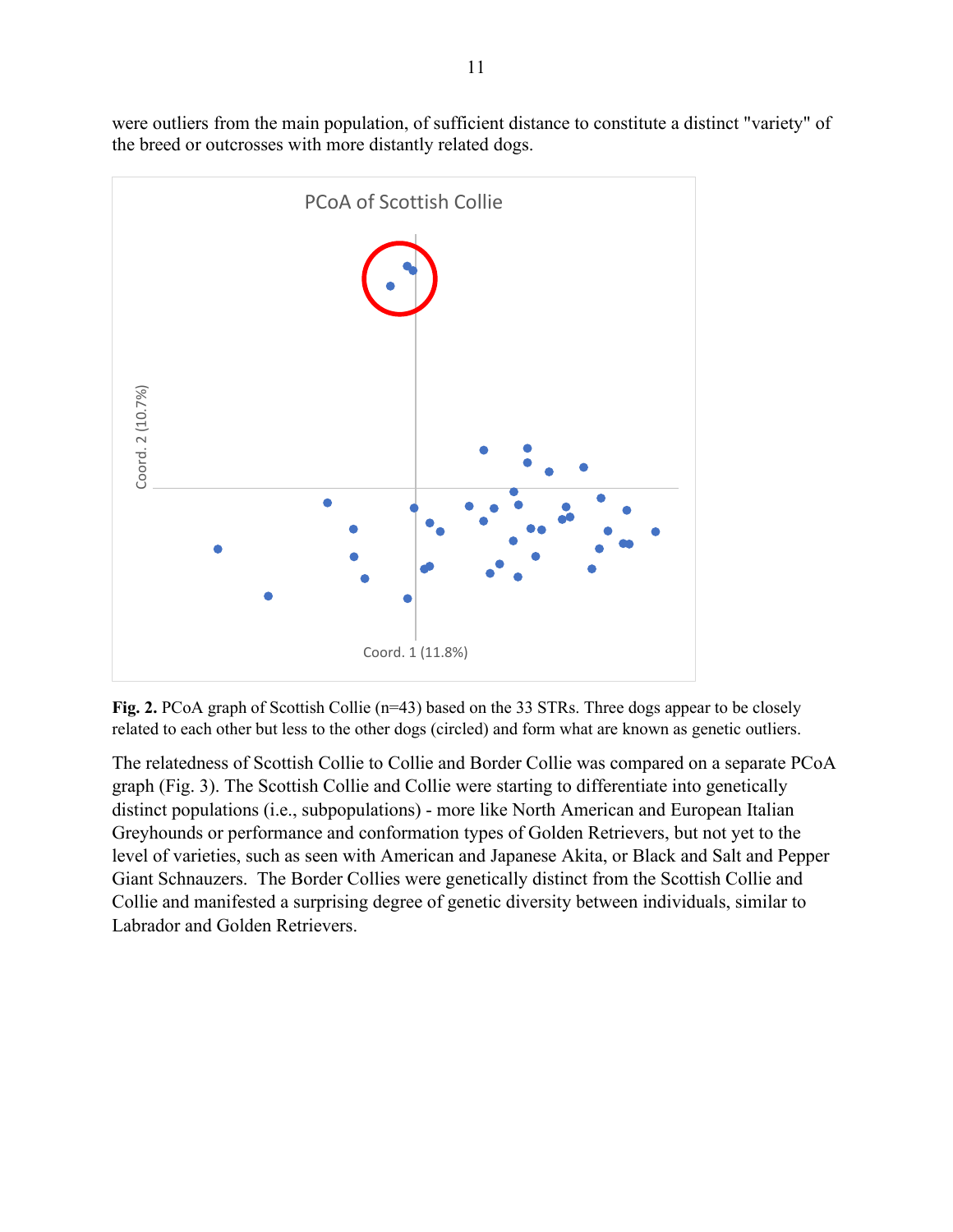were outliers from the main population, of sufficient distance to constitute a distinct "variety" of the breed or outcrosses with more distantly related dogs.

**Fig. 2.** PCoA graph of Scottish Collie (n=43) based on the 33 STRs. Three dogs appear to be closely related to each other but less to the other dogs (circled) and form what are known as genetic outliers.

The relatedness of Scottish Collie to Collie and Border Collie was compared on a separate PCoA graph (Fig. 3). The Scottish Collie and Collie were starting to differentiate into genetically distinct populations (i.e., subpopulations) - more like North American and European Italian Greyhounds or performance and conformation types of Golden Retrievers, but not yet to the level of varieties, such as seen with American and Japanese Akita, or Black and Salt and Pepper Giant Schnauzers. The Border Collies were genetically distinct from the Scottish Collie and Collie and manifested a surprising degree of genetic diversity between individuals, similar to Labrador and Golden Retrievers.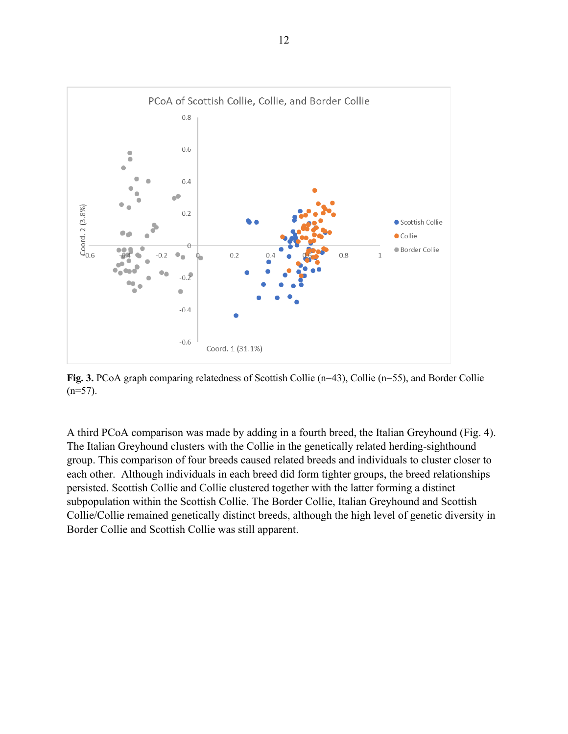**Fig. 3.** PCoA graph comparing relatedness of Scottish Collie (n=43), Collie (n=55), and Border Collie (n=57).

A third PCoA comparison was made by adding in a fourth breed, the Italian Greyhound (Fig. 4). The Italian Greyhound clusters with the Collie in the genetically related herding-sighthound group. This comparison of four breeds caused related breeds and individuals to cluster closer to each other. Although individuals in each breed did form tighter groups, the breed relationships persisted. Scottish Collie and Collie clustered together with the latter forming a distinct subpopulation within the Scottish Collie. The Border Collie, Italian Greyhound and Scottish Collie/Collie remained genetically distinct breeds, although the high level of genetic diversity in Border Collie and Scottish Collie was still apparent.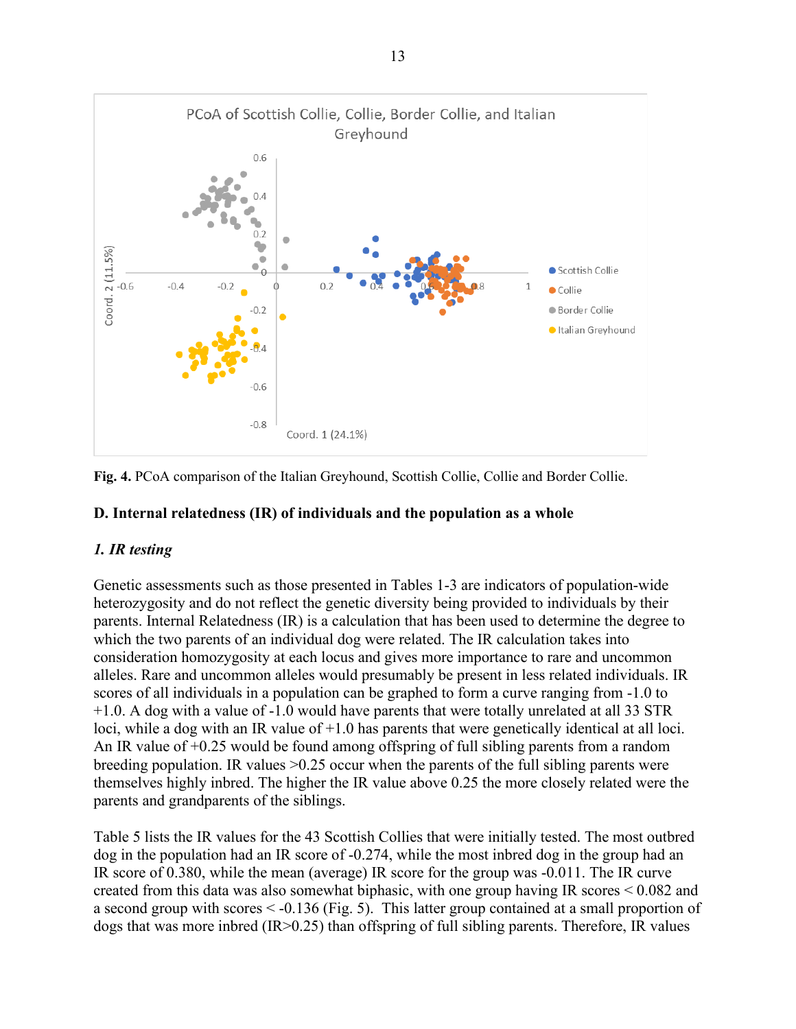**Fig. 4.** PCoA comparison of the Italian Greyhound, Scottish Collie, Collie and Border Collie.

### D. Internal relatedness (IR) of individuals and the population as a whole

#### *1. IR testing*

Genetic assessments such as those presented in Tables 1-3 are indicators of population-wide heterozygosity and do not reflect the genetic diversity being provided to individuals by their parents. Internal Relatedness (IR) is a calculation that has been used to determine the degree to which the two parents of an individual dog were related. The IR calculation takes into consideration homozygosity at each locus and gives more importance to rare and uncommon alleles. Rare and uncommon alleles would presumably be present in less related individuals. IR scores of all individuals in a population can be graphed to form a curve ranging from -1.0 to +1.0. A dog with a value of -1.0 would have parents that were totally unrelated at all 33 STR loci, while a dog with an IR value of +1.0 has parents that were genetically identical at all loci. An IR value of +0.25 would be found among offspring of full sibling parents from a random breeding population. IR values >0.25 occur when the parents of the full sibling parents were themselves highly inbred. The higher the IR value above 0.25 the more closely related were the parents and grandparents of the siblings.

Table 5 lists the IR values for the 43 Scottish Collies that were initially tested. The most outbred dog in the population had an IR score of -0.274, while the most inbred dog in the group had an IR score of 0.380, while the mean (average) IR score for the group was -0.011. The IR curve created from this data was also somewhat biphasic, with one group having IR scores < 0.082 and a second group with scores < -0.136 (Fig. 5). This latter group contained at a small proportion of dogs that was more inbred (IR>0.25) than offspring of full sibling parents. Therefore, IR values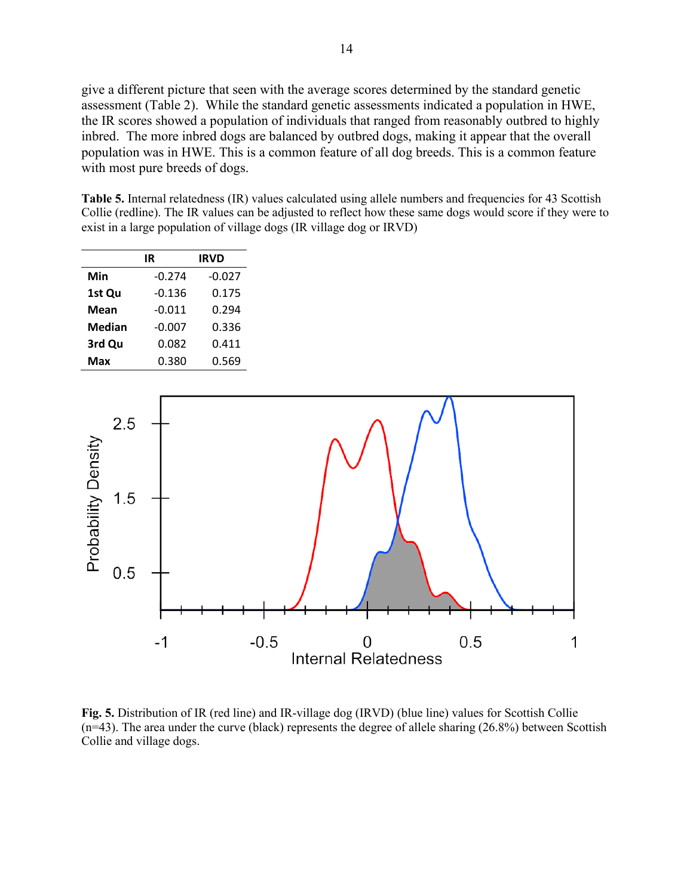give a different picture that seen with the average scores determined by the standard genetic assessment (Table 2). While the standard genetic assessments indicated a population in HWE, the IR scores showed a population of individuals that ranged from reasonably outbred to highly inbred. The more inbred dogs are balanced by outbred dogs, making it appear that the overall population was in HWE. This is a common feature of all dog breeds. This is a common feature with most pure breeds of dogs.

**Table 5.** Internal relatedness (IR) values calculated using allele numbers and frequencies for 43 Scottish Collie (redline). The IR values can be adjusted to reflect how these same dogs would score if they were to exist in a large population of village dogs (IR village dog or IRVD)

| | IR | IRVD |
|---|---|---|
| **Min** | -0.274 | -0.027 |
| **1st Qu** | -0.136 | 0.175 |
| **Mean** | -0.011 | 0.294 |
| **Median** | -0.007 | 0.336 |
| **3rd Qu** | 0.082 | 0.411 |
| **Max** | 0.380 | 0.569 |

**Fig. 5.** Distribution of IR (red line) and IR-village dog (IRVD) (blue line) values for Scottish Collie (n=43). The area under the curve (black) represents the degree of allele sharing (26.8%) between Scottish Collie and village dogs.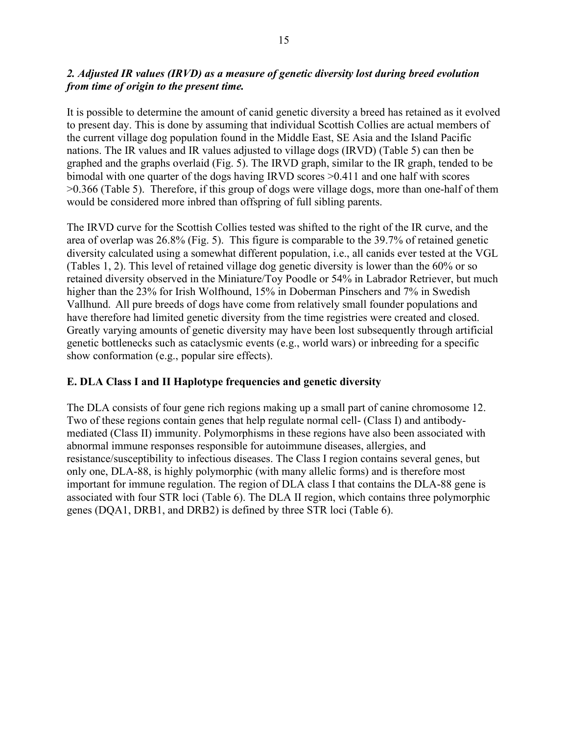### *2. Adjusted IR values (IRVD) as a measure of genetic diversity lost during breed evolution from time of origin to the present time.*

It is possible to determine the amount of canid genetic diversity a breed has retained as it evolved to present day. This is done by assuming that individual Scottish Collies are actual members of the current village dog population found in the Middle East, SE Asia and the Island Pacific nations. The IR values and IR values adjusted to village dogs (IRVD) (Table 5) can then be graphed and the graphs overlaid (Fig. 5). The IRVD graph, similar to the IR graph, tended to be bimodal with one quarter of the dogs having IRVD scores >0.411 and one half with scores >0.366 (Table 5). Therefore, if this group of dogs were village dogs, more than one-half of them would be considered more inbred than offspring of full sibling parents.

The IRVD curve for the Scottish Collies tested was shifted to the right of the IR curve, and the area of overlap was 26.8% (Fig. 5). This figure is comparable to the 39.7% of retained genetic diversity calculated using a somewhat different population, i.e., all canids ever tested at the VGL (Tables 1, 2). This level of retained village dog genetic diversity is lower than the 60% or so retained diversity observed in the Miniature/Toy Poodle or 54% in Labrador Retriever, but much higher than the 23% for Irish Wolfhound, 15% in Doberman Pinschers and 7% in Swedish Vallhund. All pure breeds of dogs have come from relatively small founder populations and have therefore had limited genetic diversity from the time registries were created and closed. Greatly varying amounts of genetic diversity may have been lost subsequently through artificial genetic bottlenecks such as cataclysmic events (e.g., world wars) or inbreeding for a specific show conformation (e.g., popular sire effects).

### **E. DLA Class I and II Haplotype frequencies and genetic diversity**

The DLA consists of four gene rich regions making up a small part of canine chromosome 12. Two of these regions contain genes that help regulate normal cell- (Class I) and antibody-mediated (Class II) immunity. Polymorphisms in these regions have also been associated with abnormal immune responses responsible for autoimmune diseases, allergies, and resistance/susceptibility to infectious diseases. The Class I region contains several genes, but only one, DLA-88, is highly polymorphic (with many allelic forms) and is therefore most important for immune regulation. The region of DLA class I that contains the DLA-88 gene is associated with four STR loci (Table 6). The DLA II region, which contains three polymorphic genes (DQA1, DRB1, and DRB2) is defined by three STR loci (Table 6).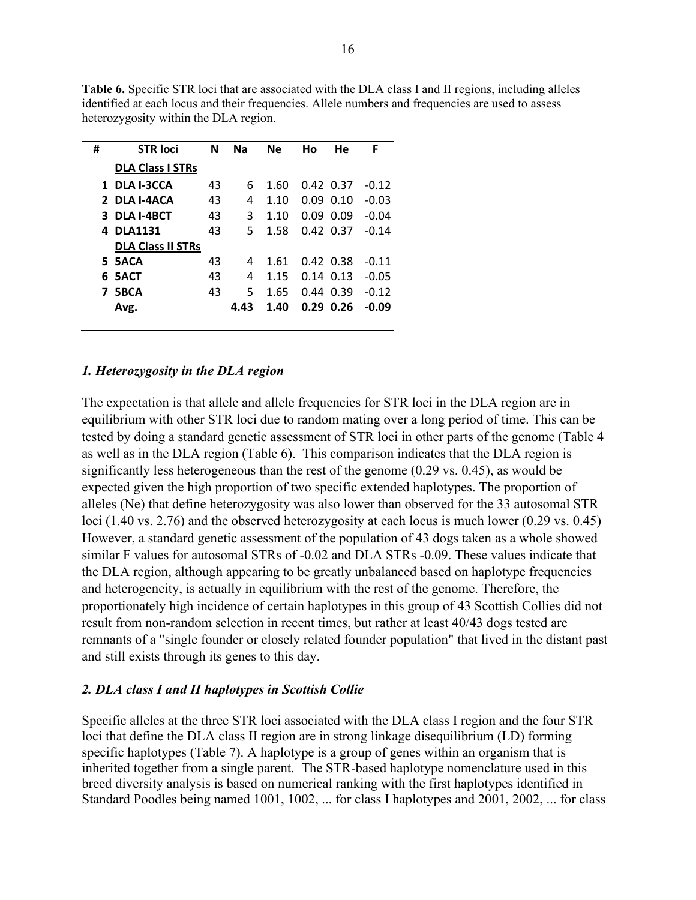**Table 6.** Specific STR loci that are associated with the DLA class I and II regions, including alleles identified at each locus and their frequencies. Allele numbers and frequencies are used to assess heterozygosity within the DLA region.

| # | STR loci | N | Na | Ne | Ho | He | F |
|---|---|---|---|---|---|---|---|
| | **DLA Class I STRs** | | | | | | |
| **1** | **DLA I-3CCA** | 43 | 6 | 1.60 | 0.42 | 0.37 | -0.12 |
| **2** | **DLA I-4ACA** | 43 | 4 | 1.10 | 0.09 | 0.10 | -0.03 |
| **3** | **DLA I-4BCT** | 43 | 3 | 1.10 | 0.09 | 0.09 | -0.04 |
| **4** | **DLA1131** | 43 | 5 | 1.58 | 0.42 | 0.37 | -0.14 |
| | **DLA Class II STRs** | | | | | | |
| **5** | **5ACA** | 43 | 4 | 1.61 | 0.42 | 0.38 | -0.11 |
| **6** | **5ACT** | 43 | 4 | 1.15 | 0.14 | 0.13 | -0.05 |
| **7** | **5BCA** | 43 | 5 | 1.65 | 0.44 | 0.39 | -0.12 |
| | **Avg.** | | **4.43** | **1.40** | **0.29** | **0.26** | **-0.09** |

### *1. Heterozygosity in the DLA region*

The expectation is that allele and allele frequencies for STR loci in the DLA region are in equilibrium with other STR loci due to random mating over a long period of time. This can be tested by doing a standard genetic assessment of STR loci in other parts of the genome (Table 4 as well as in the DLA region (Table 6). This comparison indicates that the DLA region is significantly less heterogeneous than the rest of the genome (0.29 vs. 0.45), as would be expected given the high proportion of two specific extended haplotypes. The proportion of alleles (Ne) that define heterozygosity was also lower than observed for the 33 autosomal STR loci (1.40 vs. 2.76) and the observed heterozygosity at each locus is much lower (0.29 vs. 0.45) However, a standard genetic assessment of the population of 43 dogs taken as a whole showed similar F values for autosomal STRs of -0.02 and DLA STRs -0.09. These values indicate that the DLA region, although appearing to be greatly unbalanced based on haplotype frequencies and heterogeneity, is actually in equilibrium with the rest of the genome. Therefore, the proportionately high incidence of certain haplotypes in this group of 43 Scottish Collies did not result from non-random selection in recent times, but rather at least 40/43 dogs tested are remnants of a "single founder or closely related founder population" that lived in the distant past and still exists through its genes to this day.

### *2. DLA class I and II haplotypes in Scottish Collie*

Specific alleles at the three STR loci associated with the DLA class I region and the four STR loci that define the DLA class II region are in strong linkage disequilibrium (LD) forming specific haplotypes (Table 7). A haplotype is a group of genes within an organism that is inherited together from a single parent. The STR-based haplotype nomenclature used in this breed diversity analysis is based on numerical ranking with the first haplotypes identified in Standard Poodles being named 1001, 1002, ... for class I haplotypes and 2001, 2002, ... for class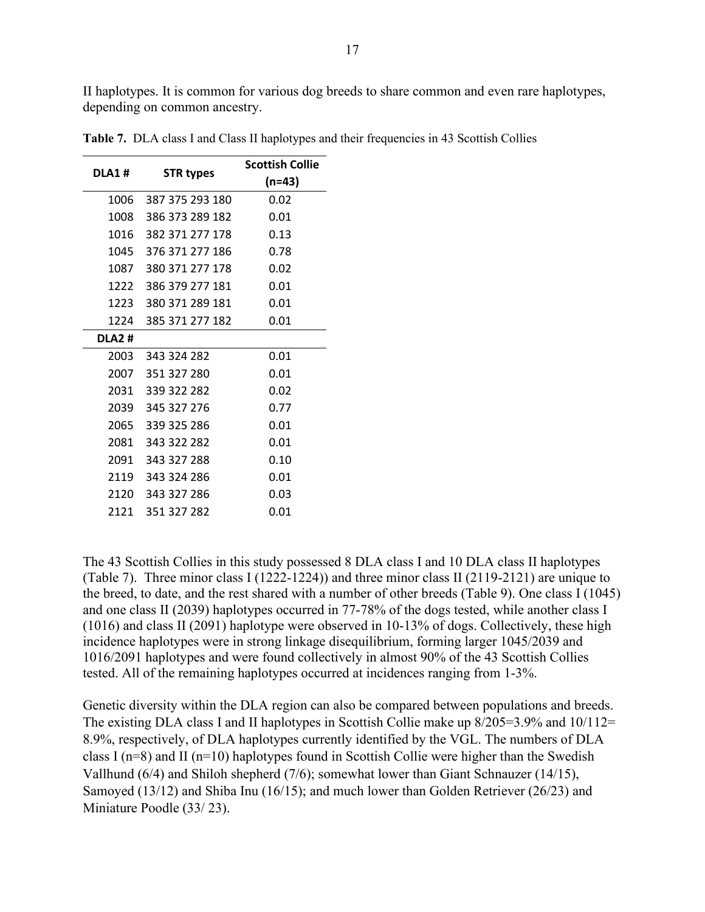II haplotypes. It is common for various dog breeds to share common and even rare haplotypes, depending on common ancestry.

**Table 7.** DLA class I and Class II haplotypes and their frequencies in 43 Scottish Collies

| DLA1 # | STR types | Scottish Collie (n=43) |
|---|---|---|
| 1006 | 387 375 293 180 | 0.02 |
| 1008 | 386 373 289 182 | 0.01 |
| 1016 | 382 371 277 178 | 0.13 |
| 1045 | 376 371 277 186 | 0.78 |
| 1087 | 380 371 277 178 | 0.02 |
| 1222 | 386 379 277 181 | 0.01 |
| 1223 | 380 371 289 181 | 0.01 |
| 1224 | 385 371 277 182 | 0.01 |
| **DLA2 #** | | |
| 2003 | 343 324 282 | 0.01 |
| 2007 | 351 327 280 | 0.01 |
| 2031 | 339 322 282 | 0.02 |
| 2039 | 345 327 276 | 0.77 |
| 2065 | 339 325 286 | 0.01 |
| 2081 | 343 322 282 | 0.01 |
| 2091 | 343 327 288 | 0.10 |
| 2119 | 343 324 286 | 0.01 |
| 2120 | 343 327 286 | 0.03 |
| 2121 | 351 327 282 | 0.01 |

The 43 Scottish Collies in this study possessed 8 DLA class I and 10 DLA class II haplotypes (Table 7). Three minor class I (1222-1224)) and three minor class II (2119-2121) are unique to the breed, to date, and the rest shared with a number of other breeds (Table 9). One class I (1045) and one class II (2039) haplotypes occurred in 77-78% of the dogs tested, while another class I (1016) and class II (2091) haplotype were observed in 10-13% of dogs. Collectively, these high incidence haplotypes were in strong linkage disequilibrium, forming larger 1045/2039 and 1016/2091 haplotypes and were found collectively in almost 90% of the 43 Scottish Collies tested. All of the remaining haplotypes occurred at incidences ranging from 1-3%.

Genetic diversity within the DLA region can also be compared between populations and breeds. The existing DLA class I and II haplotypes in Scottish Collie make up 8/205=3.9% and 10/112= 8.9%, respectively, of DLA haplotypes currently identified by the VGL. The numbers of DLA class I (n=8) and II (n=10) haplotypes found in Scottish Collie were higher than the Swedish Vallhund (6/4) and Shiloh shepherd (7/6); somewhat lower than Giant Schnauzer (14/15), Samoyed (13/12) and Shiba Inu (16/15); and much lower than Golden Retriever (26/23) and Miniature Poodle (33/ 23).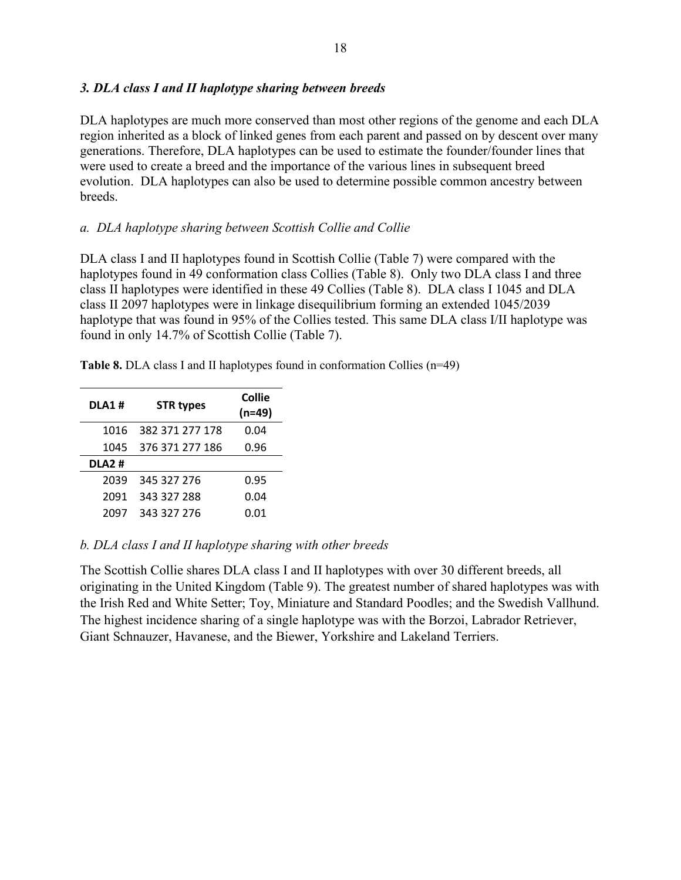### *3. DLA class I and II haplotype sharing between breeds*

DLA haplotypes are much more conserved than most other regions of the genome and each DLA region inherited as a block of linked genes from each parent and passed on by descent over many generations. Therefore, DLA haplotypes can be used to estimate the founder/founder lines that were used to create a breed and the importance of the various lines in subsequent breed evolution. DLA haplotypes can also be used to determine possible common ancestry between breeds.

*a. DLA haplotype sharing between Scottish Collie and Collie*

DLA class I and II haplotypes found in Scottish Collie (Table 7) were compared with the haplotypes found in 49 conformation class Collies (Table 8). Only two DLA class I and three class II haplotypes were identified in these 49 Collies (Table 8). DLA class I 1045 and DLA class II 2097 haplotypes were in linkage disequilibrium forming an extended 1045/2039 haplotype that was found in 95% of the Collies tested. This same DLA class I/II haplotype was found in only 14.7% of Scottish Collie (Table 7).

**Table 8.** DLA class I and II haplotypes found in conformation Collies (n=49)

| DLA1 # | STR types | Collie (n=49) |
|---|---|---|
| 1016 | 382 371 277 178 | 0.04 |
| 1045 | 376 371 277 186 | 0.96 |
| **DLA2 #** | | |
| 2039 | 345 327 276 | 0.95 |
| 2091 | 343 327 288 | 0.04 |
| 2097 | 343 327 276 | 0.01 |

*b. DLA class I and II haplotype sharing with other breeds*

The Scottish Collie shares DLA class I and II haplotypes with over 30 different breeds, all originating in the United Kingdom (Table 9). The greatest number of shared haplotypes was with the Irish Red and White Setter; Toy, Miniature and Standard Poodles; and the Swedish Vallhund. The highest incidence sharing of a single haplotype was with the Borzoi, Labrador Retriever, Giant Schnauzer, Havanese, and the Biewer, Yorkshire and Lakeland Terriers.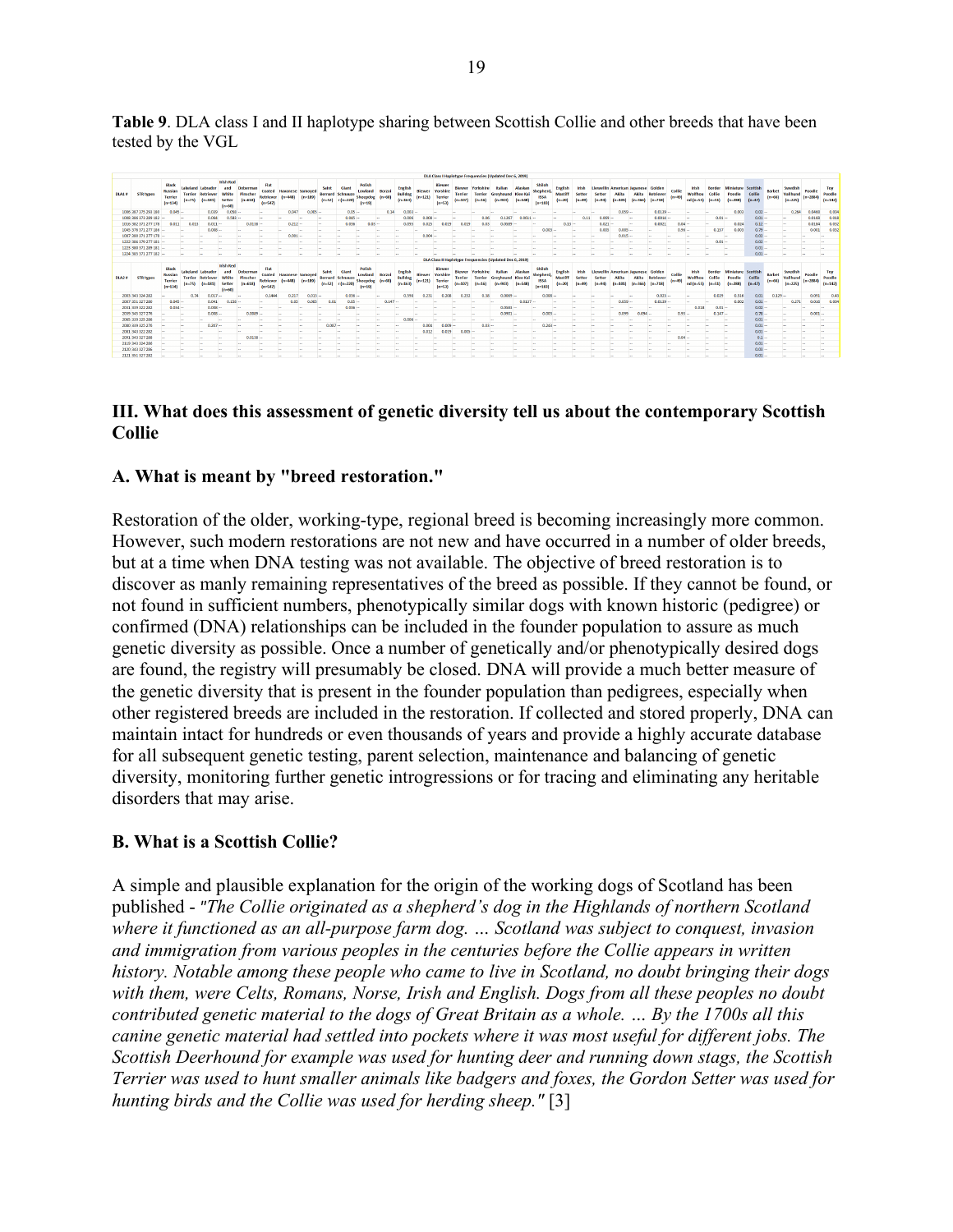**Table 9**. DLA class I and II haplotype sharing between Scottish Collie and other breeds that have been tested by the VGL

DLA Class I Haplotype Frequencies (Updated Dec 6, 2019)

| DLA I # | STR types | Black Russian Terrier (n=134) | Lakeland Terrier (n=75) | Labrador Retriever (n=185) | Irish Red and White Setter (n=88) | Doberman Pinscher (n=418) | Flat Coated Retriever (n=547) | Havanese (n=448) | Samoyed (n=189) | Saint Bernard (n=12) | Giant Schnauzer (n=228) | Polish Lowland Sheepdog (n=10) | Borzoi (n=88) | English Bulldog (n=363) | Biewer (n=121) | Biewer Yorkshire Terrier (n=53) | Biewer Terrier (n=107) | Yorkshire Terrier (n=16) | Italian Greyhound (n=943) | Alaskan Klee Kai (n=548) | Shiloh Shepherd, ISSA (n=183) | English Mastiff (n=20) | Irish Setter (n=49) | Llewellin Setter (n=44) | American Akita (n=185) | Japanese Akita (n=366) | Golden Retriever (n=758) | Collie (n=49) | Irish Wolfhound (n=55) | Border Collie (n=53) | Miniature Poodle (n=288) | Scottish Collie (n=47) | Barbet (n=66) | Swedish Vallhund (n=225) | Poodle (n=3884) | Toy Poodle (n=382) |
|---|---|---|---|---|---|---|---|---|---|---|---|---|---|---|---|---|---|---|---|---|---|---|---|---|---|---|---|---|---|---|---|---|---|---|---|---|
| 1086 | 387 375 200 180 | 0.045 | | | 0.039 | 0.050 | | 0.047 | 0.005 | | 0.05 | | 0.14 | 0.003 | | | | | | | | | | | | 0.059 | 0.0139 | | | | 0.003 | 0.02 | | 0.284 | 0.0468 | 0.004 |
| 1088 | 386 373 289 162 | | | | 0.068 | 0.581 | | | | | 0.485 | | | 0.006 | 0.008 | | | 0.06 | 0.1267 | 0.0011 | | | 0.11 | 0.069 | | | 0.0016 | | | 0.01 | | 0.01 | | | 0.0168 | 0.018 |
| 1016 | 382 371 277 178 | 0.011 | 0.013 | | 0.011 | | 0.0130 | 0.212 | | | 0.036 | 0.05 | | 0.055 | 0.025 | 0.019 | 0.019 | 0.03 | 0.0589 | | | 0.11 | | 0.021 | | | 0.0021 | 0.04 | | | 0.024 | 0.12 | | | 0.0184 | 0.032 |
| 1045 | 376 371 277 184 | | | | 0.080 | | | | | | | | | | | | | | | | 0.003 | | | 0.003 | 0.005 | | | 0.06 | | 0.237 | 0.003 | 0.29 | | | 0.001 | 0.032 |
| 1087 | 366 371 277 178 | | | | | | | 0.001 | | | | | | | 0.004 | | | | | | | | | | 0.015 | | | | | | | 0.02 | | | | |
| 1222 | 386 379 277 181 | | | | | | | | | | | | | | | | | | | | | | | | | | | | | 0.01 | | 0.02 | | | | |
| 1225 | 388 371 289 181 | | | | | | | | | | | | | | | | | | | | | | | | | | | | | | | 0.01 | | | | |
| 1224 | 383 371 277 182 | | | | | | | | | | | | | | | | | | | | | | | | | | | | | | | 0.02 | | | | |

DLA Class II Haplotype Frequencies (Updated Dec 6, 2019)

| DLA2 # | STR types | Black Russian Terrier (n=134) | Lakeland Terrier (n=75) | Labrador Retriever (n=185) | Irish Red and White Setter (n=88) | Doberman Pinscher (n=418) | Flat Coated Retriever (n=547) | Havanese (n=448) | Samoyed (n=189) | Saint Bernard (n=12) | Giant Schnauzer (n=228) | Polish Lowland Sheepdog (n=10) | Borzoi (n=88) | English Bulldog (n=363) | Biewer (n=121) | Biewer Yorkshire Terrier (n=53) | Biewer Terrier (n=107) | Yorkshire Terrier (n=16) | Italian Greyhound (n=943) | Alaskan Klee Kai (n=548) | Shiloh Shepherd, ISSA (n=183) | English Mastiff (n=20) | Irish Setter (n=49) | Llewellin Setter (n=44) | American Akita (n=185) | Japanese Akita (n=366) | Golden Retriever (n=758) | Collie (n=49) | Irish Wolfhound (n=55) | Border Collie (n=53) | Miniature Poodle (n=288) | Scottish Collie (n=47) | Barbet (n=66) | Swedish Vallhund (n=225) | Poodle (n=3884) | Toy Poodle (n=382) |
|---|---|---|---|---|---|---|---|---|---|---|---|---|---|---|---|---|---|---|---|---|---|---|---|---|---|---|---|---|---|---|---|---|---|---|---|---|
| 2003 | 343 324 282 | | 0.74 | 0.017 | | | 0.1444 | 0.217 | 0.011 | | 0.036 | | | 0.556 | 0.231 | 0.208 | 0.252 | 0.38 | 0.0069 | | 0.008 | | | | | | 0.023 | | | 0.029 | 0.516 | 0.01 | 0.129 | | 0.091 | 0.43 |
| 2007 | 351 327 280 | 0.045 | | 0.041 | 0.150 | | | 0.05 | 0.005 | 0.01 | 0.05 | | 0.147 | | | | | | | 0.0127 | | | | | 0.059 | | 0.0139 | | | | 0.002 | 0.01 | | 0.271 | 0.016 | 0.004 |
| 2011 | 339 322 282 | 0.034 | | 0.006 | | | | | | | 0.536 | | | | | | | | 0.0080 | | | | | | | | | | 0.018 | 0.01 | | 0.02 | | | | |
| 2059 | 343 327 276 | | | 0.085 | | 0.0089 | | | | | | | | | | | | | 0.0901 | | 0.003 | | | | 0.099 | 0.094 | | 0.55 | | 0.147 | | 0.78 | | | 0.001 | |
| 2085 | 339 325 286 | | | | | | | | | | | | | 0.006 | | | | | | | | | | | | | | | | | | 0.01 | | | | |
| 2080 | 349 325 276 | | | 0.267 | | | | | | 0.067 | | | | | 0.004 | 0.009 | | 0.03 | | | 0.243 | | | | | | | | | | | 0.01 | | | | |
| 2081 | 343 322 282 | | | | | | | | | | | | | | 0.012 | 0.019 | 0.003 | | | | | | | | | | | | | | | 0.01 | | | | |
| 2091 | 343 327 288 | | | | | 0.0130 | | | | | | | | | | | | | | | | | | | | | | 0.04 | | | | 0.1 | | | | |
| 2119 | 343 324 286 | | | | | | | | | | | | | | | | | | | | | | | | | | | | | | | 0.02 | | | | |
| 2120 | 343 327 286 | | | | | | | | | | | | | | | | | | | | | | | | | | | | | | | 0.03 | | | | |
| 2121 | 351 327 282 | | | | | | | | | | | | | | | | | | | | | | | | | | | | | | | 0.02 | | | | |

## III. What does this assessment of genetic diversity tell us about the contemporary Scottish Collie

### A. What is meant by "breed restoration."

Restoration of the older, working-type, regional breed is becoming increasingly more common. However, such modern restorations are not new and have occurred in a number of older breeds, but at a time when DNA testing was not available. The objective of breed restoration is to discover as manly remaining representatives of the breed as possible. If they cannot be found, or not found in sufficient numbers, phenotypically similar dogs with known historic (pedigree) or confirmed (DNA) relationships can be included in the founder population to assure as much genetic diversity as possible. Once a number of genetically and/or phenotypically desired dogs are found, the registry will presumably be closed. DNA will provide a much better measure of the genetic diversity that is present in the founder population than pedigrees, especially when other registered breeds are included in the restoration. If collected and stored properly, DNA can maintain intact for hundreds or even thousands of years and provide a highly accurate database for all subsequent genetic testing, parent selection, maintenance and balancing of genetic diversity, monitoring further genetic introgressions or for tracing and eliminating any heritable disorders that may arise.

### B. What is a Scottish Collie?

A simple and plausible explanation for the origin of the working dogs of Scotland has been published - *"The Collie originated as a shepherd's dog in the Highlands of northern Scotland where it functioned as an all-purpose farm dog. … Scotland was subject to conquest, invasion and immigration from various peoples in the centuries before the Collie appears in written history. Notable among these people who came to live in Scotland, no doubt bringing their dogs with them, were Celts, Romans, Norse, Irish and English. Dogs from all these peoples no doubt contributed genetic material to the dogs of Great Britain as a whole. … By the 1700s all this canine genetic material had settled into pockets where it was most useful for different jobs. The Scottish Deerhound for example was used for hunting deer and running down stags, the Scottish Terrier was used to hunt smaller animals like badgers and foxes, the Gordon Setter was used for hunting birds and the Collie was used for herding sheep."* [3]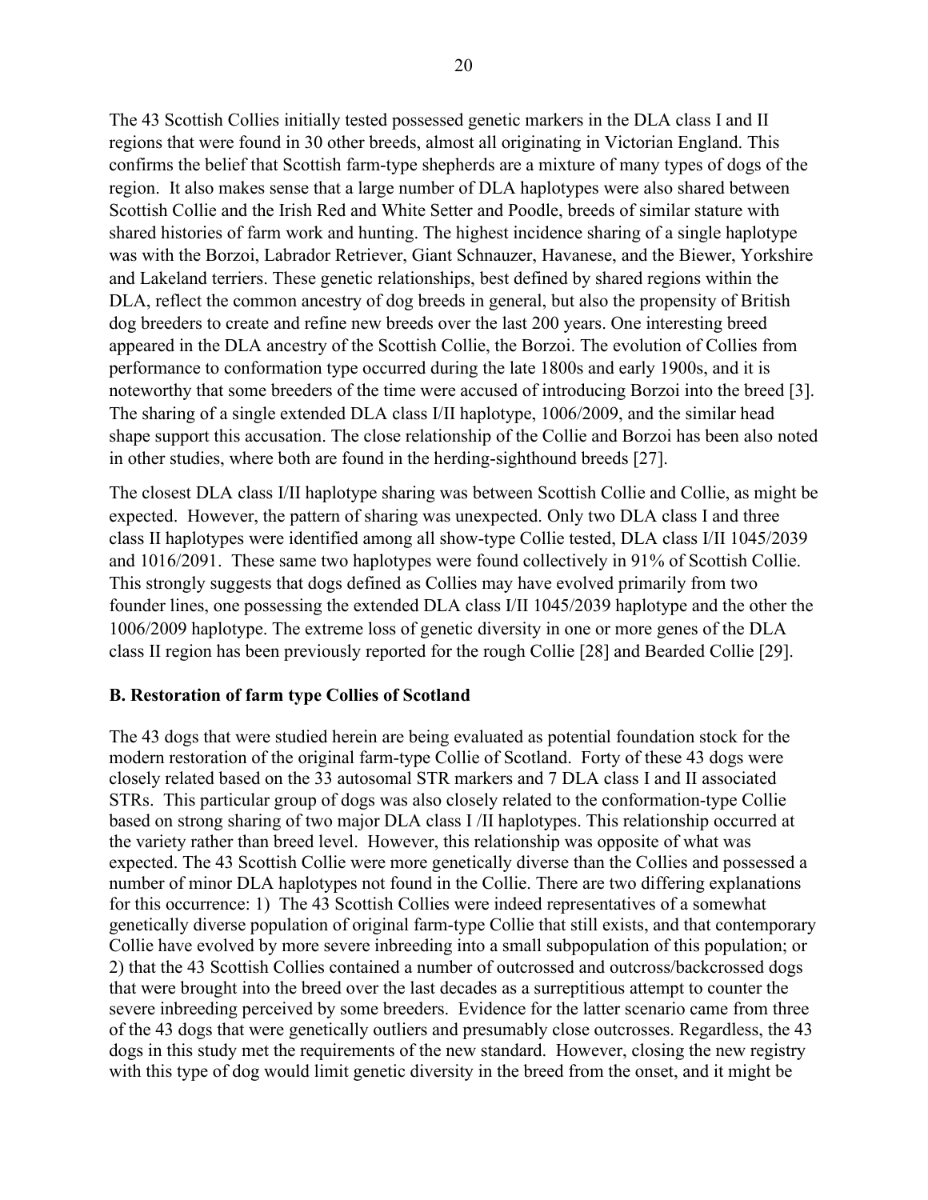The 43 Scottish Collies initially tested possessed genetic markers in the DLA class I and II regions that were found in 30 other breeds, almost all originating in Victorian England. This confirms the belief that Scottish farm-type shepherds are a mixture of many types of dogs of the region. It also makes sense that a large number of DLA haplotypes were also shared between Scottish Collie and the Irish Red and White Setter and Poodle, breeds of similar stature with shared histories of farm work and hunting. The highest incidence sharing of a single haplotype was with the Borzoi, Labrador Retriever, Giant Schnauzer, Havanese, and the Biewer, Yorkshire and Lakeland terriers. These genetic relationships, best defined by shared regions within the DLA, reflect the common ancestry of dog breeds in general, but also the propensity of British dog breeders to create and refine new breeds over the last 200 years. One interesting breed appeared in the DLA ancestry of the Scottish Collie, the Borzoi. The evolution of Collies from performance to conformation type occurred during the late 1800s and early 1900s, and it is noteworthy that some breeders of the time were accused of introducing Borzoi into the breed [3]. The sharing of a single extended DLA class I/II haplotype, 1006/2009, and the similar head shape support this accusation. The close relationship of the Collie and Borzoi has been also noted in other studies, where both are found in the herding-sighthound breeds [27].

The closest DLA class I/II haplotype sharing was between Scottish Collie and Collie, as might be expected. However, the pattern of sharing was unexpected. Only two DLA class I and three class II haplotypes were identified among all show-type Collie tested, DLA class I/II 1045/2039 and 1016/2091. These same two haplotypes were found collectively in 91% of Scottish Collie. This strongly suggests that dogs defined as Collies may have evolved primarily from two founder lines, one possessing the extended DLA class I/II 1045/2039 haplotype and the other the 1006/2009 haplotype. The extreme loss of genetic diversity in one or more genes of the DLA class II region has been previously reported for the rough Collie [28] and Bearded Collie [29].

**B. Restoration of farm type Collies of Scotland**

The 43 dogs that were studied herein are being evaluated as potential foundation stock for the modern restoration of the original farm-type Collie of Scotland. Forty of these 43 dogs were closely related based on the 33 autosomal STR markers and 7 DLA class I and II associated STRs. This particular group of dogs was also closely related to the conformation-type Collie based on strong sharing of two major DLA class I /II haplotypes. This relationship occurred at the variety rather than breed level. However, this relationship was opposite of what was expected. The 43 Scottish Collie were more genetically diverse than the Collies and possessed a number of minor DLA haplotypes not found in the Collie. There are two differing explanations for this occurrence: 1) The 43 Scottish Collies were indeed representatives of a somewhat genetically diverse population of original farm-type Collie that still exists, and that contemporary Collie have evolved by more severe inbreeding into a small subpopulation of this population; or 2) that the 43 Scottish Collies contained a number of outcrossed and outcross/backcrossed dogs that were brought into the breed over the last decades as a surreptitious attempt to counter the severe inbreeding perceived by some breeders. Evidence for the latter scenario came from three of the 43 dogs that were genetically outliers and presumably close outcrosses. Regardless, the 43 dogs in this study met the requirements of the new standard. However, closing the new registry with this type of dog would limit genetic diversity in the breed from the onset, and it might be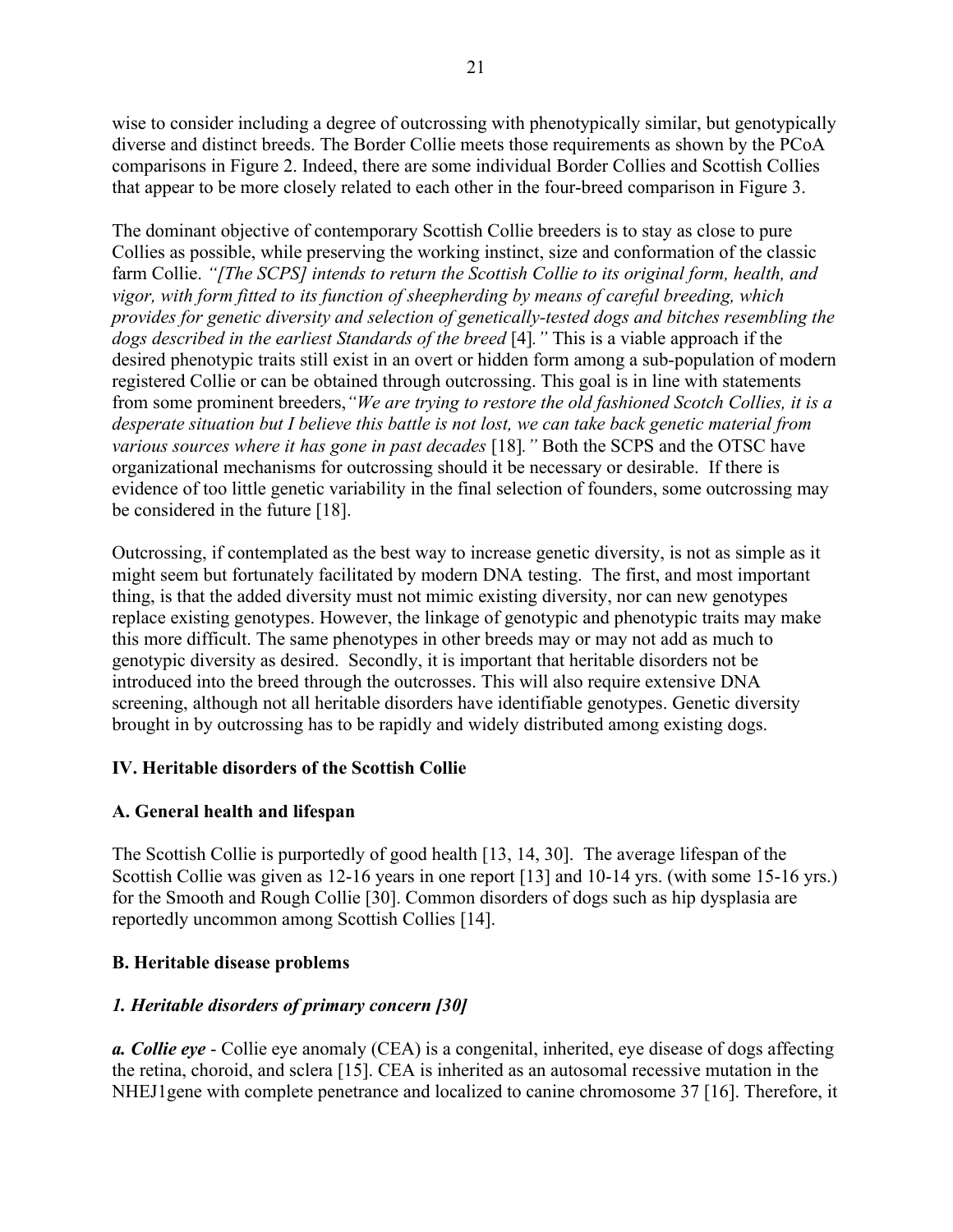wise to consider including a degree of outcrossing with phenotypically similar, but genotypically diverse and distinct breeds. The Border Collie meets those requirements as shown by the PCoA comparisons in Figure 2. Indeed, there are some individual Border Collies and Scottish Collies that appear to be more closely related to each other in the four-breed comparison in Figure 3.

The dominant objective of contemporary Scottish Collie breeders is to stay as close to pure Collies as possible, while preserving the working instinct, size and conformation of the classic farm Collie. *"[The SCPS] intends to return the Scottish Collie to its original form, health, and vigor, with form fitted to its function of sheepherding by means of careful breeding, which provides for genetic diversity and selection of genetically-tested dogs and bitches resembling the dogs described in the earliest Standards of the breed* [4]*."* This is a viable approach if the desired phenotypic traits still exist in an overt or hidden form among a sub-population of modern registered Collie or can be obtained through outcrossing. This goal is in line with statements from some prominent breeders,*"We are trying to restore the old fashioned Scotch Collies, it is a desperate situation but I believe this battle is not lost, we can take back genetic material from various sources where it has gone in past decades* [18]*."* Both the SCPS and the OTSC have organizational mechanisms for outcrossing should it be necessary or desirable. If there is evidence of too little genetic variability in the final selection of founders, some outcrossing may be considered in the future [18].

Outcrossing, if contemplated as the best way to increase genetic diversity, is not as simple as it might seem but fortunately facilitated by modern DNA testing. The first, and most important thing, is that the added diversity must not mimic existing diversity, nor can new genotypes replace existing genotypes. However, the linkage of genotypic and phenotypic traits may make this more difficult. The same phenotypes in other breeds may or may not add as much to genotypic diversity as desired. Secondly, it is important that heritable disorders not be introduced into the breed through the outcrosses. This will also require extensive DNA screening, although not all heritable disorders have identifiable genotypes. Genetic diversity brought in by outcrossing has to be rapidly and widely distributed among existing dogs.

## IV. Heritable disorders of the Scottish Collie

### A. General health and lifespan

The Scottish Collie is purportedly of good health [13, 14, 30]. The average lifespan of the Scottish Collie was given as 12-16 years in one report [13] and 10-14 yrs. (with some 15-16 yrs.) for the Smooth and Rough Collie [30]. Common disorders of dogs such as hip dysplasia are reportedly uncommon among Scottish Collies [14].

### B. Heritable disease problems

#### *1. Heritable disorders of primary concern [30]*

***a. Collie eye*** - Collie eye anomaly (CEA) is a congenital, inherited, eye disease of dogs affecting the retina, choroid, and sclera [15]. CEA is inherited as an autosomal recessive mutation in the NHEJ1gene with complete penetrance and localized to canine chromosome 37 [16]. Therefore, it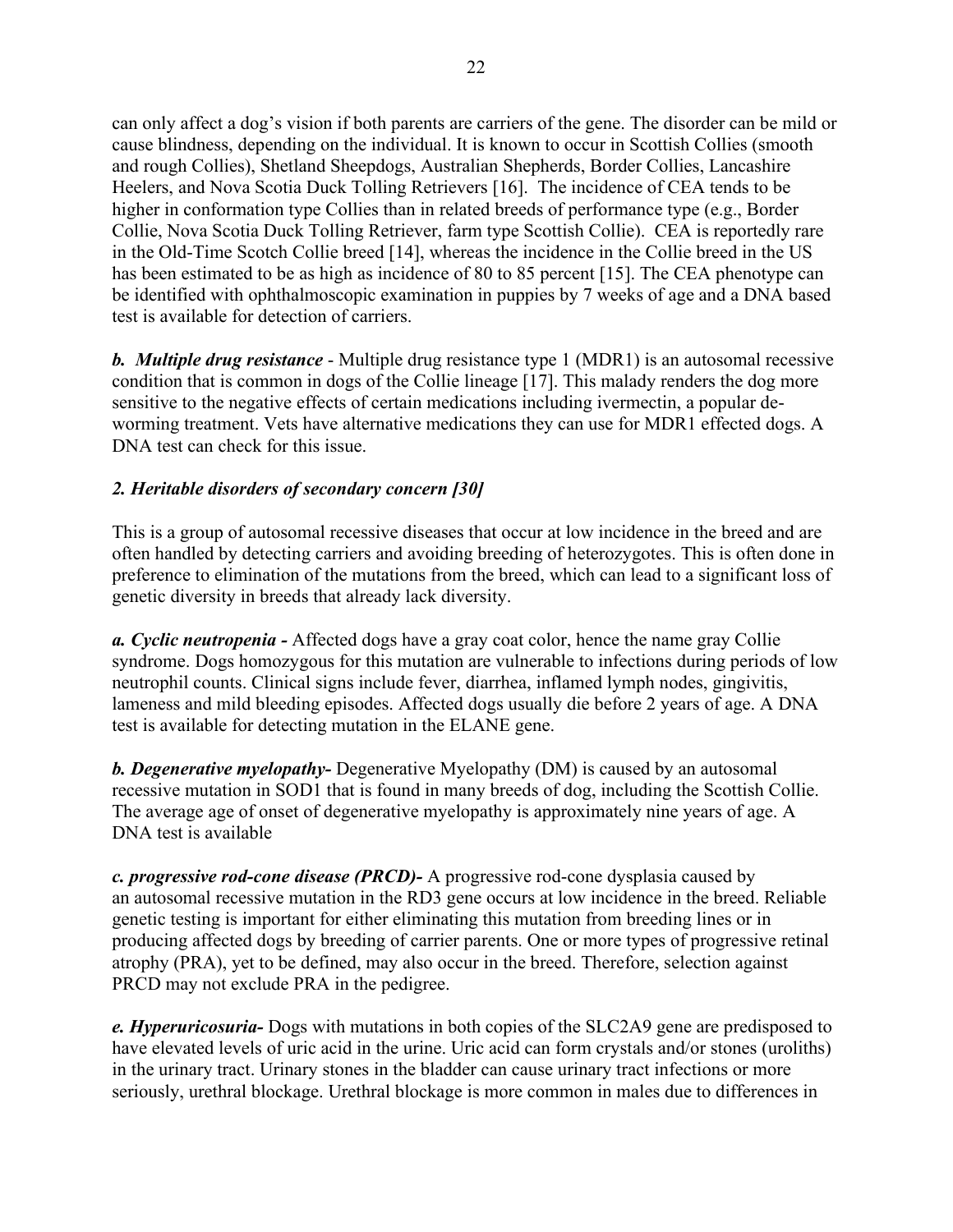can only affect a dog's vision if both parents are carriers of the gene. The disorder can be mild or cause blindness, depending on the individual. It is known to occur in Scottish Collies (smooth and rough Collies), Shetland Sheepdogs, Australian Shepherds, Border Collies, Lancashire Heelers, and Nova Scotia Duck Tolling Retrievers [16]. The incidence of CEA tends to be higher in conformation type Collies than in related breeds of performance type (e.g., Border Collie, Nova Scotia Duck Tolling Retriever, farm type Scottish Collie). CEA is reportedly rare in the Old-Time Scotch Collie breed [14], whereas the incidence in the Collie breed in the US has been estimated to be as high as incidence of 80 to 85 percent [15]. The CEA phenotype can be identified with ophthalmoscopic examination in puppies by 7 weeks of age and a DNA based test is available for detection of carriers.

***b. Multiple drug resistance*** - Multiple drug resistance type 1 (MDR1) is an autosomal recessive condition that is common in dogs of the Collie lineage [17]. This malady renders the dog more sensitive to the negative effects of certain medications including ivermectin, a popular de-worming treatment. Vets have alternative medications they can use for MDR1 effected dogs. A DNA test can check for this issue.

### *2. Heritable disorders of secondary concern [30]*

This is a group of autosomal recessive diseases that occur at low incidence in the breed and are often handled by detecting carriers and avoiding breeding of heterozygotes. This is often done in preference to elimination of the mutations from the breed, which can lead to a significant loss of genetic diversity in breeds that already lack diversity.

***a. Cyclic neutropenia -*** Affected dogs have a gray coat color, hence the name gray Collie syndrome. Dogs homozygous for this mutation are vulnerable to infections during periods of low neutrophil counts. Clinical signs include fever, diarrhea, inflamed lymph nodes, gingivitis, lameness and mild bleeding episodes. Affected dogs usually die before 2 years of age. A DNA test is available for detecting mutation in the ELANE gene.

***b. Degenerative myelopathy-*** Degenerative Myelopathy (DM) is caused by an autosomal recessive mutation in SOD1 that is found in many breeds of dog, including the Scottish Collie. The average age of onset of degenerative myelopathy is approximately nine years of age. A DNA test is available

***c. progressive rod-cone disease (PRCD)-*** A progressive rod-cone dysplasia caused by an autosomal recessive mutation in the RD3 gene occurs at low incidence in the breed. Reliable genetic testing is important for either eliminating this mutation from breeding lines or in producing affected dogs by breeding of carrier parents. One or more types of progressive retinal atrophy (PRA), yet to be defined, may also occur in the breed. Therefore, selection against PRCD may not exclude PRA in the pedigree.

***e. Hyperuricosuria-*** Dogs with mutations in both copies of the SLC2A9 gene are predisposed to have elevated levels of uric acid in the urine. Uric acid can form crystals and/or stones (uroliths) in the urinary tract. Urinary stones in the bladder can cause urinary tract infections or more seriously, urethral blockage. Urethral blockage is more common in males due to differences in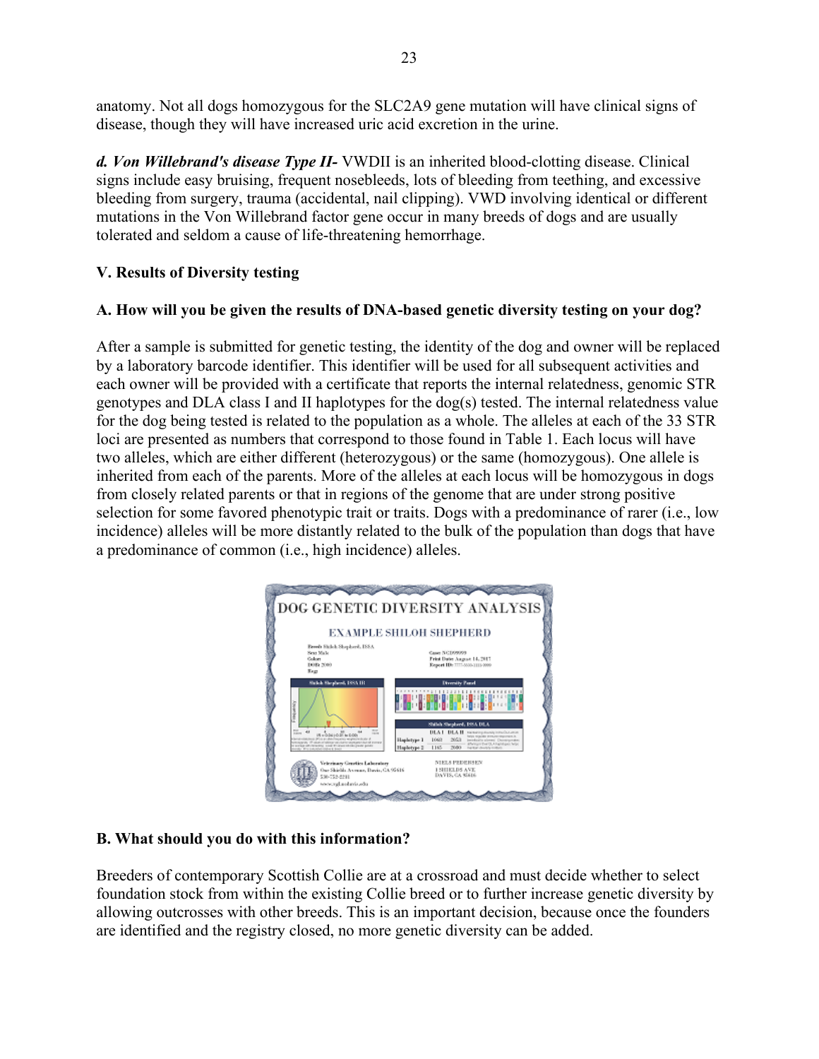anatomy. Not all dogs homozygous for the SLC2A9 gene mutation will have clinical signs of disease, though they will have increased uric acid excretion in the urine.

***d. Von Willebrand's disease Type II-*** VWDII is an inherited blood-clotting disease. Clinical signs include easy bruising, frequent nosebleeds, lots of bleeding from teething, and excessive bleeding from surgery, trauma (accidental, nail clipping). VWD involving identical or different mutations in the Von Willebrand factor gene occur in many breeds of dogs and are usually tolerated and seldom a cause of life-threatening hemorrhage.

## V. Results of Diversity testing

### A. How will you be given the results of DNA-based genetic diversity testing on your dog?

After a sample is submitted for genetic testing, the identity of the dog and owner will be replaced by a laboratory barcode identifier. This identifier will be used for all subsequent activities and each owner will be provided with a certificate that reports the internal relatedness, genomic STR genotypes and DLA class I and II haplotypes for the dog(s) tested. The internal relatedness value for the dog being tested is related to the population as a whole. The alleles at each of the 33 STR loci are presented as numbers that correspond to those found in Table 1. Each locus will have two alleles, which are either different (heterozygous) or the same (homozygous). One allele is inherited from each of the parents. More of the alleles at each locus will be homozygous in dogs from closely related parents or that in regions of the genome that are under strong positive selection for some favored phenotypic trait or traits. Dogs with a predominance of rarer (i.e., low incidence) alleles will be more distantly related to the bulk of the population than dogs that have a predominance of common (i.e., high incidence) alleles.

### B. What should you do with this information?

Breeders of contemporary Scottish Collie are at a crossroad and must decide whether to select foundation stock from within the existing Collie breed or to further increase genetic diversity by allowing outcrosses with other breeds. This is an important decision, because once the founders are identified and the registry closed, no more genetic diversity can be added.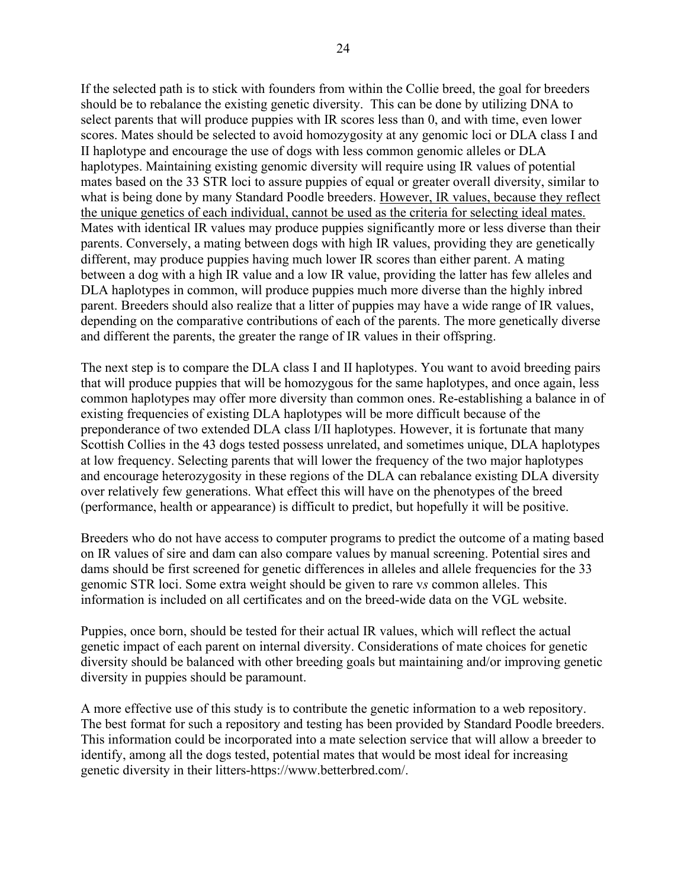If the selected path is to stick with founders from within the Collie breed, the goal for breeders should be to rebalance the existing genetic diversity. This can be done by utilizing DNA to select parents that will produce puppies with IR scores less than 0, and with time, even lower scores. Mates should be selected to avoid homozygosity at any genomic loci or DLA class I and II haplotype and encourage the use of dogs with less common genomic alleles or DLA haplotypes. Maintaining existing genomic diversity will require using IR values of potential mates based on the 33 STR loci to assure puppies of equal or greater overall diversity, similar to what is being done by many Standard Poodle breeders. <u>However, IR values, because they reflect the unique genetics of each individual, cannot be used as the criteria for selecting ideal mates.</u> Mates with identical IR values may produce puppies significantly more or less diverse than their parents. Conversely, a mating between dogs with high IR values, providing they are genetically different, may produce puppies having much lower IR scores than either parent. A mating between a dog with a high IR value and a low IR value, providing the latter has few alleles and DLA haplotypes in common, will produce puppies much more diverse than the highly inbred parent. Breeders should also realize that a litter of puppies may have a wide range of IR values, depending on the comparative contributions of each of the parents. The more genetically diverse and different the parents, the greater the range of IR values in their offspring.

The next step is to compare the DLA class I and II haplotypes. You want to avoid breeding pairs that will produce puppies that will be homozygous for the same haplotypes, and once again, less common haplotypes may offer more diversity than common ones. Re-establishing a balance in of existing frequencies of existing DLA haplotypes will be more difficult because of the preponderance of two extended DLA class I/II haplotypes. However, it is fortunate that many Scottish Collies in the 43 dogs tested possess unrelated, and sometimes unique, DLA haplotypes at low frequency. Selecting parents that will lower the frequency of the two major haplotypes and encourage heterozygosity in these regions of the DLA can rebalance existing DLA diversity over relatively few generations. What effect this will have on the phenotypes of the breed (performance, health or appearance) is difficult to predict, but hopefully it will be positive.

Breeders who do not have access to computer programs to predict the outcome of a mating based on IR values of sire and dam can also compare values by manual screening. Potential sires and dams should be first screened for genetic differences in alleles and allele frequencies for the 33 genomic STR loci. Some extra weight should be given to rare v*s* common alleles. This information is included on all certificates and on the breed-wide data on the VGL website.

Puppies, once born, should be tested for their actual IR values, which will reflect the actual genetic impact of each parent on internal diversity. Considerations of mate choices for genetic diversity should be balanced with other breeding goals but maintaining and/or improving genetic diversity in puppies should be paramount.

A more effective use of this study is to contribute the genetic information to a web repository. The best format for such a repository and testing has been provided by Standard Poodle breeders. This information could be incorporated into a mate selection service that will allow a breeder to identify, among all the dogs tested, potential mates that would be most ideal for increasing genetic diversity in their litters-https://www.betterbred.com/.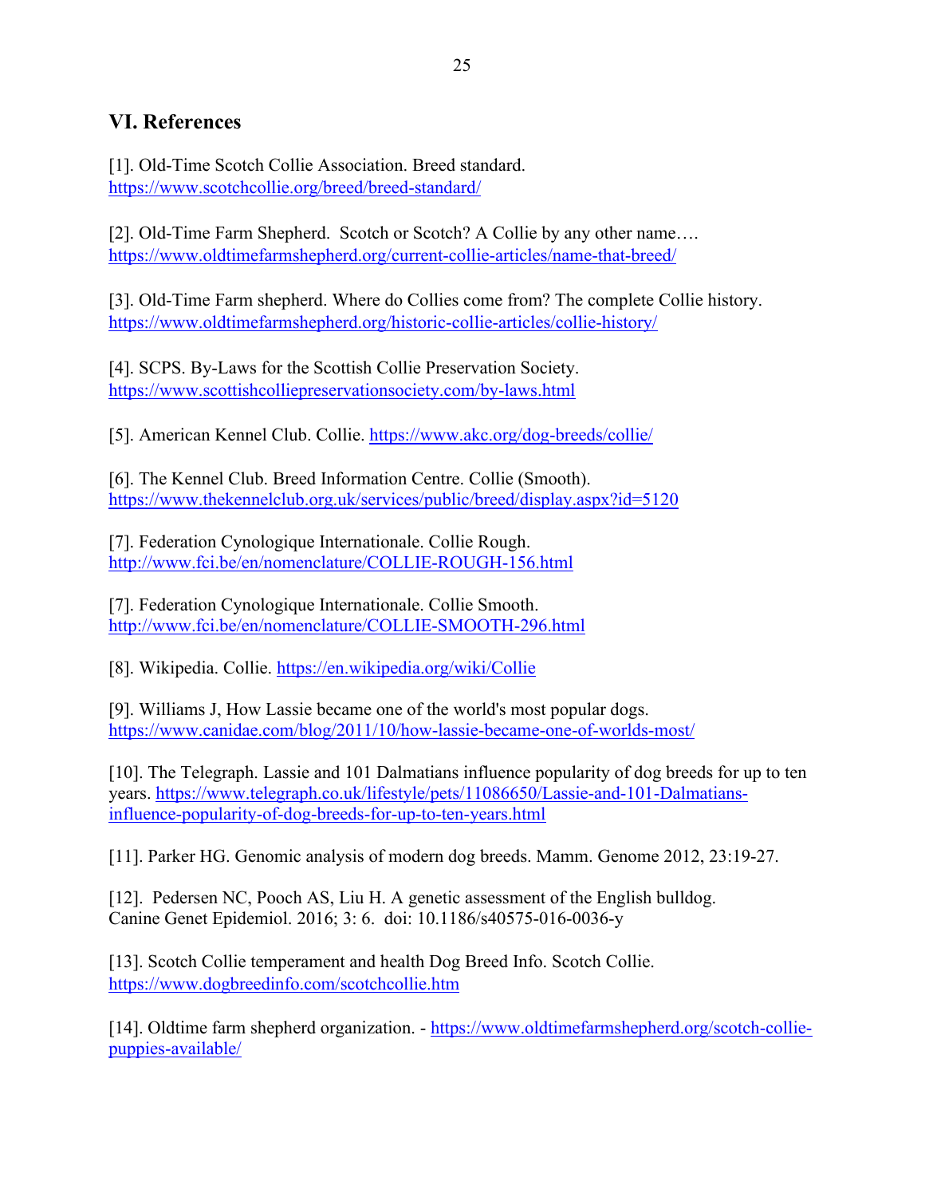## VI. References

[1]. Old-Time Scotch Collie Association. Breed standard. https://www.scotchcollie.org/breed/breed-standard/

[2]. Old-Time Farm Shepherd. Scotch or Scotch? A Collie by any other name…. https://www.oldtimefarmshepherd.org/current-collie-articles/name-that-breed/

[3]. Old-Time Farm shepherd. Where do Collies come from? The complete Collie history. https://www.oldtimefarmshepherd.org/historic-collie-articles/collie-history/

[4]. SCPS. By-Laws for the Scottish Collie Preservation Society. https://www.scottishcolliepreservationsociety.com/by-laws.html

[5]. American Kennel Club. Collie. https://www.akc.org/dog-breeds/collie/

[6]. The Kennel Club. Breed Information Centre. Collie (Smooth). https://www.thekennelclub.org.uk/services/public/breed/display.aspx?id=5120

[7]. Federation Cynologique Internationale. Collie Rough. http://www.fci.be/en/nomenclature/COLLIE-ROUGH-156.html

[7]. Federation Cynologique Internationale. Collie Smooth. http://www.fci.be/en/nomenclature/COLLIE-SMOOTH-296.html

[8]. Wikipedia. Collie. https://en.wikipedia.org/wiki/Collie

[9]. Williams J, How Lassie became one of the world's most popular dogs. https://www.canidae.com/blog/2011/10/how-lassie-became-one-of-worlds-most/

[10]. The Telegraph. Lassie and 101 Dalmatians influence popularity of dog breeds for up to ten years. https://www.telegraph.co.uk/lifestyle/pets/11086650/Lassie-and-101-Dalmatians-influence-popularity-of-dog-breeds-for-up-to-ten-years.html

[11]. Parker HG. Genomic analysis of modern dog breeds. Mamm. Genome 2012, 23:19-27.

[12]. Pedersen NC, Pooch AS, Liu H. A genetic assessment of the English bulldog. Canine Genet Epidemiol. 2016; 3: 6. doi: 10.1186/s40575-016-0036-y

[13]. Scotch Collie temperament and health Dog Breed Info. Scotch Collie. https://www.dogbreedinfo.com/scotchcollie.htm

[14]. Oldtime farm shepherd organization. - https://www.oldtimefarmshepherd.org/scotch-collie-puppies-available/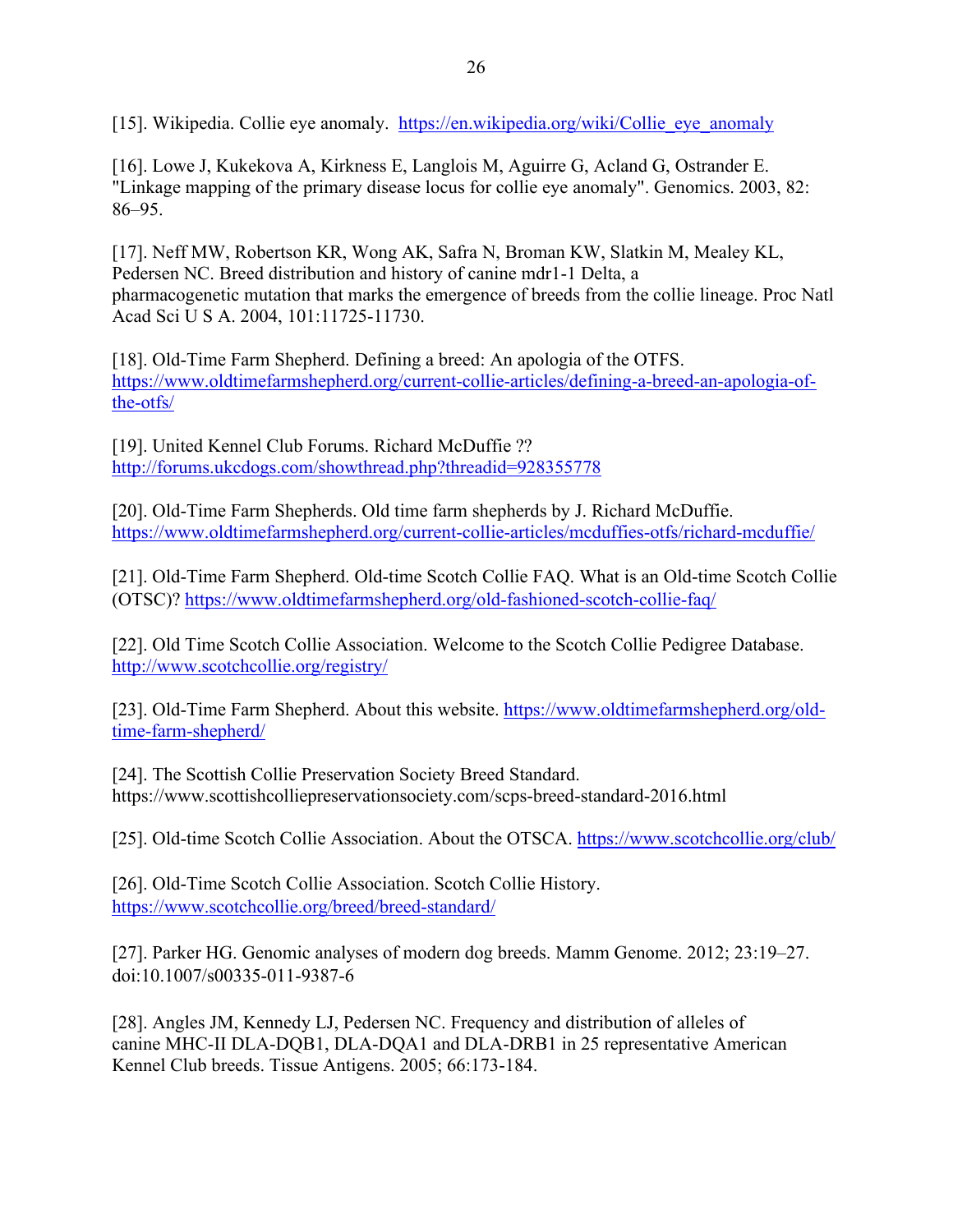[15]. Wikipedia. Collie eye anomaly. https://en.wikipedia.org/wiki/Collie_eye_anomaly

[16]. Lowe J, Kukekova A, Kirkness E, Langlois M, Aguirre G, Acland G, Ostrander E. "Linkage mapping of the primary disease locus for collie eye anomaly". Genomics. 2003, 82: 86–95.

[17]. Neff MW, Robertson KR, Wong AK, Safra N, Broman KW, Slatkin M, Mealey KL, Pedersen NC. Breed distribution and history of canine mdr1-1 Delta, a pharmacogenetic mutation that marks the emergence of breeds from the collie lineage. Proc Natl Acad Sci U S A. 2004, 101:11725-11730.

[18]. Old-Time Farm Shepherd. Defining a breed: An apologia of the OTFS. https://www.oldtimefarmshepherd.org/current-collie-articles/defining-a-breed-an-apologia-of-the-otfs/

[19]. United Kennel Club Forums. Richard McDuffie ?? http://forums.ukcdogs.com/showthread.php?threadid=928355778

[20]. Old-Time Farm Shepherds. Old time farm shepherds by J. Richard McDuffie. https://www.oldtimefarmshepherd.org/current-collie-articles/mcduffies-otfs/richard-mcduffie/

[21]. Old-Time Farm Shepherd. Old-time Scotch Collie FAQ. What is an Old-time Scotch Collie (OTSC)? https://www.oldtimefarmshepherd.org/old-fashioned-scotch-collie-faq/

[22]. Old Time Scotch Collie Association. Welcome to the Scotch Collie Pedigree Database. http://www.scotchcollie.org/registry/

[23]. Old-Time Farm Shepherd. About this website. https://www.oldtimefarmshepherd.org/old-time-farm-shepherd/

[24]. The Scottish Collie Preservation Society Breed Standard. https://www.scottishcolliepreservationsociety.com/scps-breed-standard-2016.html

[25]. Old-time Scotch Collie Association. About the OTSCA. https://www.scotchcollie.org/club/

[26]. Old-Time Scotch Collie Association. Scotch Collie History. https://www.scotchcollie.org/breed/breed-standard/

[27]. Parker HG. Genomic analyses of modern dog breeds. Mamm Genome. 2012; 23:19–27. doi:10.1007/s00335-011-9387-6

[28]. Angles JM, Kennedy LJ, Pedersen NC. Frequency and distribution of alleles of canine MHC-II DLA-DQB1, DLA-DQA1 and DLA-DRB1 in 25 representative American Kennel Club breeds. Tissue Antigens. 2005; 66:173-184.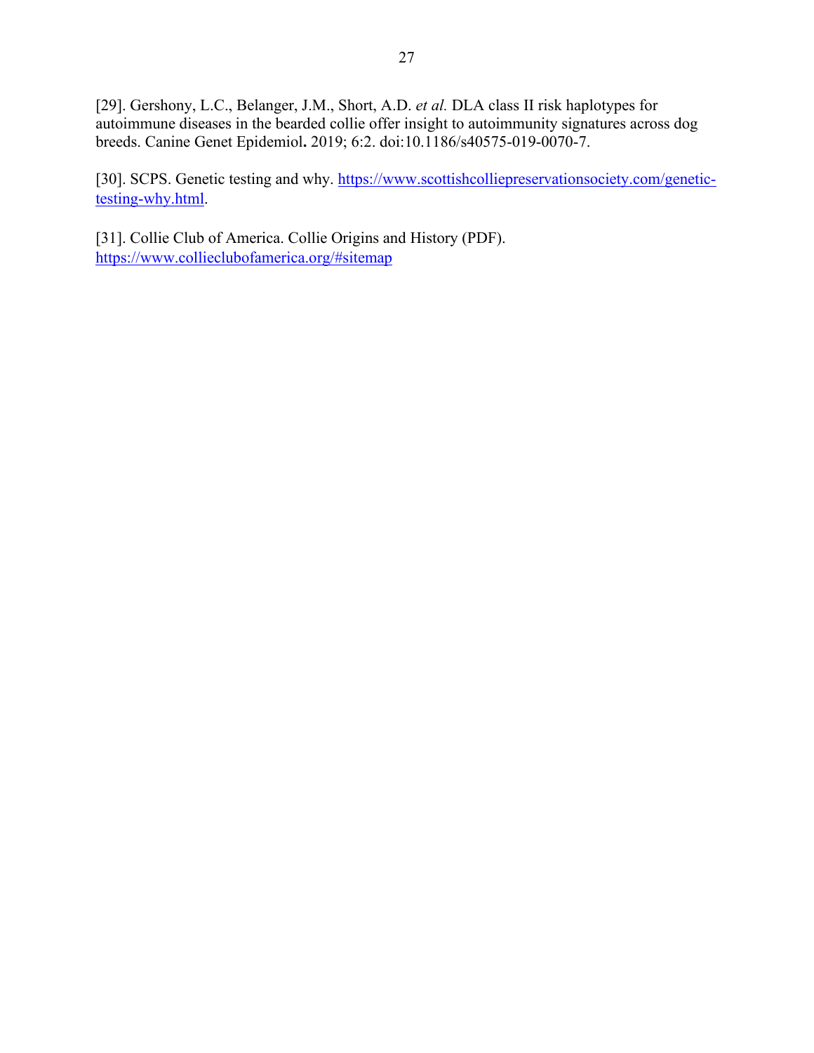[29]. Gershony, L.C., Belanger, J.M., Short, A.D. *et al.* DLA class II risk haplotypes for autoimmune diseases in the bearded collie offer insight to autoimmunity signatures across dog breeds. Canine Genet Epidemiol**.** 2019; 6:2. doi:10.1186/s40575-019-0070-7.

[30]. SCPS. Genetic testing and why. [https://www.scottishcolliepreservationsociety.com/genetic-testing-why.html](https://www.scottishcolliepreservationsociety.com/genetic-testing-why.html).

[31]. Collie Club of America. Collie Origins and History (PDF). [https://www.collieclubofamerica.org/#sitemap](https://www.collieclubofamerica.org/#sitemap)